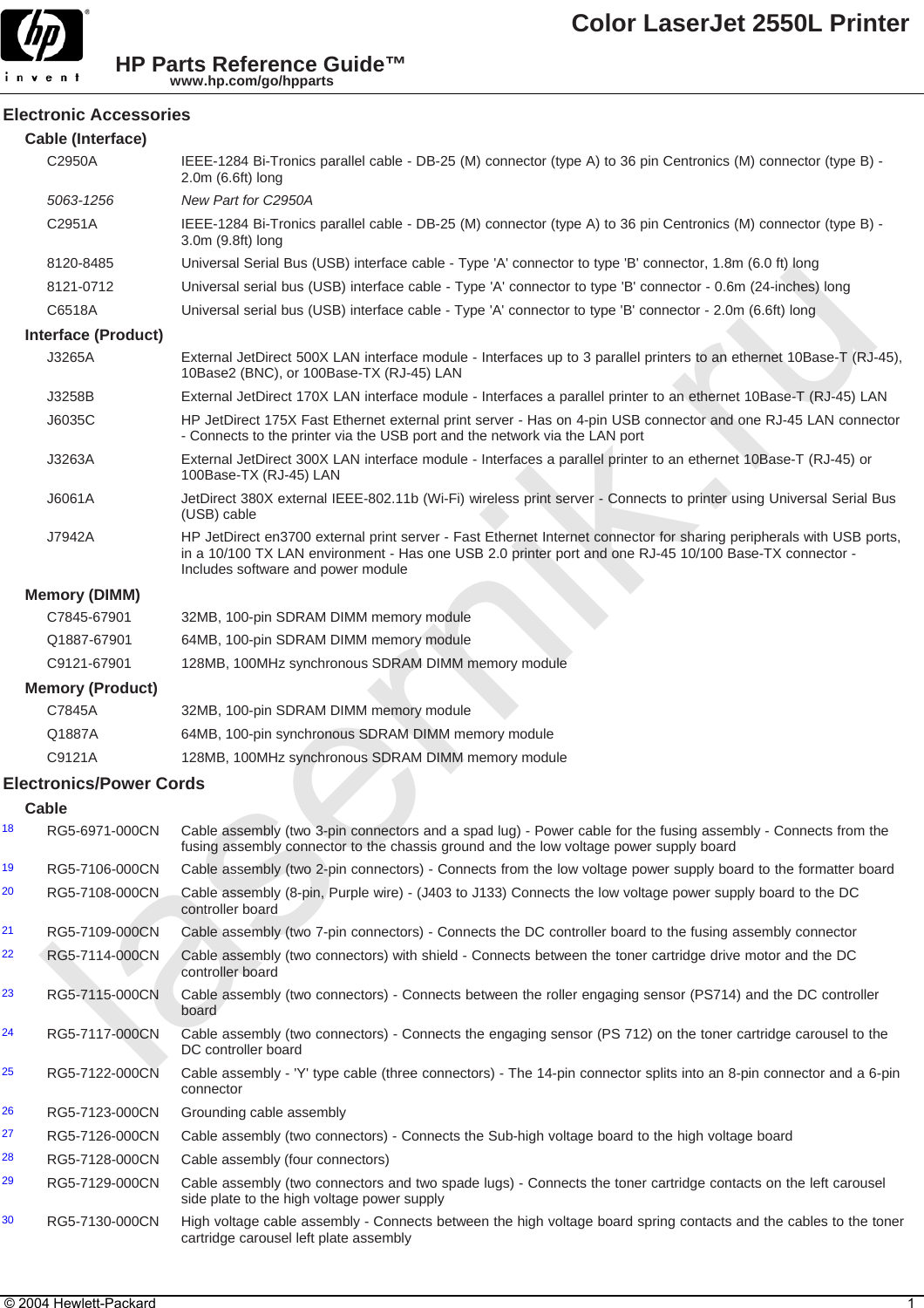# Electronic Accessories

## Cable (Interface)

| | |
|---|---|
| C2950A | IEEE-1284 Bi-Tronics parallel cable - DB-25 (M) connector (type A) to 36 pin Centronics (M) connector (type B) - 2.0m (6.6ft) long |
| *5063-1256* | *New Part for C2950A* |
| C2951A | IEEE-1284 Bi-Tronics parallel cable - DB-25 (M) connector (type A) to 36 pin Centronics (M) connector (type B) - 3.0m (9.8ft) long |
| 8120-8485 | Universal Serial Bus (USB) interface cable - Type 'A' connector to type 'B' connector, 1.8m (6.0 ft) long |
| 8121-0712 | Universal serial bus (USB) interface cable - Type 'A' connector to type 'B' connector - 0.6m (24-inches) long |
| C6518A | Universal serial bus (USB) interface cable - Type 'A' connector to type 'B' connector - 2.0m (6.6ft) long |

## Interface (Product)

| | |
|---|---|
| J3265A | External JetDirect 500X LAN interface module - Interfaces up to 3 parallel printers to an ethernet 10Base-T (RJ-45), 10Base2 (BNC), or 100Base-TX (RJ-45) LAN |
| J3258B | External JetDirect 170X LAN interface module - Interfaces a parallel printer to an ethernet 10Base-T (RJ-45) LAN |
| J6035C | HP JetDirect 175X Fast Ethernet external print server - Has on 4-pin USB connector and one RJ-45 LAN connector - Connects to the printer via the USB port and the network via the LAN port |
| J3263A | External JetDirect 300X LAN interface module - Interfaces a parallel printer to an ethernet 10Base-T (RJ-45) or 100Base-TX (RJ-45) LAN |
| J6061A | JetDirect 380X external IEEE-802.11b (Wi-Fi) wireless print server - Connects to printer using Universal Serial Bus (USB) cable |
| J7942A | HP JetDirect en3700 external print server - Fast Ethernet Internet connector for sharing peripherals with USB ports, in a 10/100 TX LAN environment - Has one USB 2.0 printer port and one RJ-45 10/100 Base-TX connector - Includes software and power module |

## Memory (DIMM)

| | |
|---|---|
| C7845-67901 | 32MB, 100-pin SDRAM DIMM memory module |
| Q1887-67901 | 64MB, 100-pin SDRAM DIMM memory module |
| C9121-67901 | 128MB, 100MHz synchronous SDRAM DIMM memory module |

## Memory (Product)

| | |
|---|---|
| C7845A | 32MB, 100-pin SDRAM DIMM memory module |
| Q1887A | 64MB, 100-pin synchronous SDRAM DIMM memory module |
| C9121A | 128MB, 100MHz synchronous SDRAM DIMM memory module |

# Electronics/Power Cords

## Cable

| Ref | Part Number | Description |
|---|---|---|
| 18 | RG5-6971-000CN | Cable assembly (two 3-pin connectors and a spad lug) - Power cable for the fusing assembly - Connects from the fusing assembly connector to the chassis ground and the low voltage power supply board |
| 19 | RG5-7106-000CN | Cable assembly (two 2-pin connectors) - Connects from the low voltage power supply board to the formatter board |
| 20 | RG5-7108-000CN | Cable assembly (8-pin, Purple wire) - (J403 to J133) Connects the low voltage power supply board to the DC controller board |
| 21 | RG5-7109-000CN | Cable assembly (two 7-pin connectors) - Connects the DC controller board to the fusing assembly connector |
| 22 | RG5-7114-000CN | Cable assembly (two connectors) with shield - Connects between the toner cartridge drive motor and the DC controller board |
| 23 | RG5-7115-000CN | Cable assembly (two connectors) - Connects between the roller engaging sensor (PS714) and the DC controller board |
| 24 | RG5-7117-000CN | Cable assembly (two connectors) - Connects the engaging sensor (PS 712) on the toner cartridge carousel to the DC controller board |
| 25 | RG5-7122-000CN | Cable assembly - 'Y' type cable (three connectors) - The 14-pin connector splits into an 8-pin connector and a 6-pin connector |
| 26 | RG5-7123-000CN | Grounding cable assembly |
| 27 | RG5-7126-000CN | Cable assembly (two connectors) - Connects the Sub-high voltage board to the high voltage board |
| 28 | RG5-7128-000CN | Cable assembly (four connectors) |
| 29 | RG5-7129-000CN | Cable assembly (two connectors and two spade lugs) - Connects the toner cartridge contacts on the left carousel side plate to the high voltage power supply |
| 30 | RG5-7130-000CN | High voltage cable assembly - Connects between the high voltage board spring contacts and the cables to the toner cartridge carousel left plate assembly |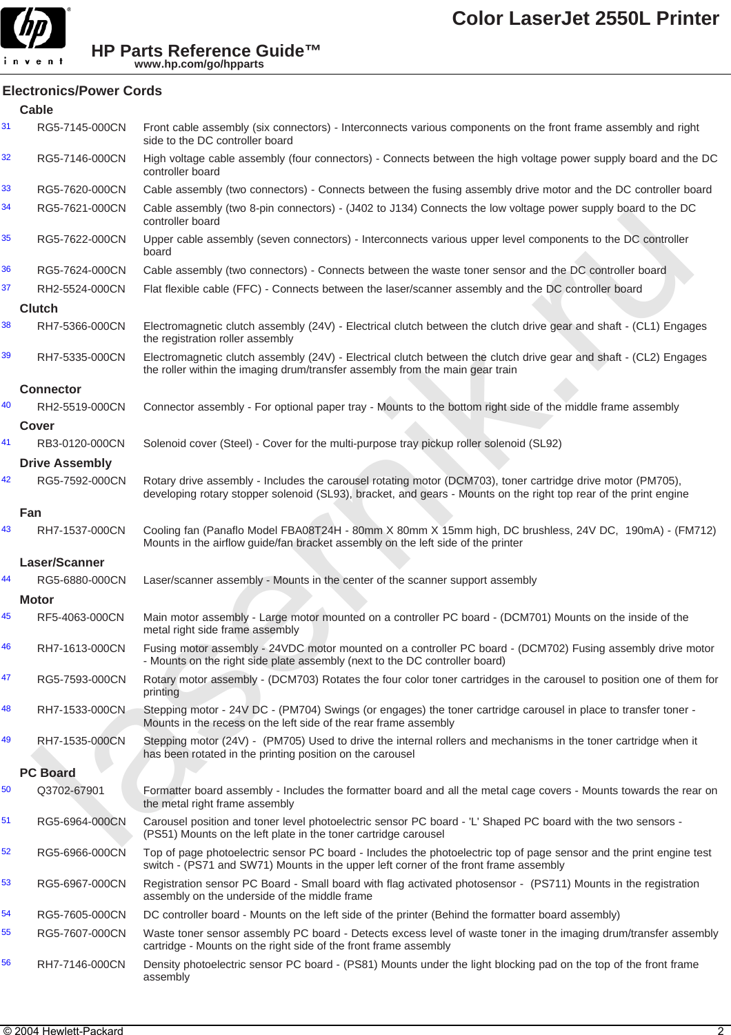## Electronics/Power Cords

### Cable

| # | Part Number | Description |
|---|---|---|
| 31 | RG5-7145-000CN | Front cable assembly (six connectors) - Interconnects various components on the front frame assembly and right side to the DC controller board |
| 32 | RG5-7146-000CN | High voltage cable assembly (four connectors) - Connects between the high voltage power supply board and the DC controller board |
| 33 | RG5-7620-000CN | Cable assembly (two connectors) - Connects between the fusing assembly drive motor and the DC controller board |
| 34 | RG5-7621-000CN | Cable assembly (two 8-pin connectors) - (J402 to J134) Connects the low voltage power supply board to the DC controller board |
| 35 | RG5-7622-000CN | Upper cable assembly (seven connectors) - Interconnects various upper level components to the DC controller board |
| 36 | RG5-7624-000CN | Cable assembly (two connectors) - Connects between the waste toner sensor and the DC controller board |
| 37 | RH2-5524-000CN | Flat flexible cable (FFC) - Connects between the laser/scanner assembly and the DC controller board |

### Clutch

| # | Part Number | Description |
|---|---|---|
| 38 | RH7-5366-000CN | Electromagnetic clutch assembly (24V) - Electrical clutch between the clutch drive gear and shaft - (CL1) Engages the registration roller assembly |
| 39 | RH7-5335-000CN | Electromagnetic clutch assembly (24V) - Electrical clutch between the clutch drive gear and shaft - (CL2) Engages the roller within the imaging drum/transfer assembly from the main gear train |

### Connector

| # | Part Number | Description |
|---|---|---|
| 40 | RH2-5519-000CN | Connector assembly - For optional paper tray - Mounts to the bottom right side of the middle frame assembly |

### Cover

| # | Part Number | Description |
|---|---|---|
| 41 | RB3-0120-000CN | Solenoid cover (Steel) - Cover for the multi-purpose tray pickup roller solenoid (SL92) |

### Drive Assembly

| # | Part Number | Description |
|---|---|---|
| 42 | RG5-7592-000CN | Rotary drive assembly - Includes the carousel rotating motor (DCM703), toner cartridge drive motor (PM705), developing rotary stopper solenoid (SL93), bracket, and gears - Mounts on the right top rear of the print engine |

### Fan

| # | Part Number | Description |
|---|---|---|
| 43 | RH7-1537-000CN | Cooling fan (Panaflo Model FBA08T24H - 80mm X 80mm X 15mm high, DC brushless, 24V DC, 190mA) - (FM712) Mounts in the airflow guide/fan bracket assembly on the left side of the printer |

### Laser/Scanner

| # | Part Number | Description |
|---|---|---|
| 44 | RG5-6880-000CN | Laser/scanner assembly - Mounts in the center of the scanner support assembly |

### Motor

| # | Part Number | Description |
|---|---|---|
| 45 | RF5-4063-000CN | Main motor assembly - Large motor mounted on a controller PC board - (DCM701) Mounts on the inside of the metal right side frame assembly |
| 46 | RH7-1613-000CN | Fusing motor assembly - 24VDC motor mounted on a controller PC board - (DCM702) Fusing assembly drive motor - Mounts on the right side plate assembly (next to the DC controller board) |
| 47 | RG5-7593-000CN | Rotary motor assembly - (DCM703) Rotates the four color toner cartridges in the carousel to position one of them for printing |
| 48 | RH7-1533-000CN | Stepping motor - 24V DC - (PM704) Swings (or engages) the toner cartridge carousel in place to transfer toner - Mounts in the recess on the left side of the rear frame assembly |
| 49 | RH7-1535-000CN | Stepping motor (24V) - (PM705) Used to drive the internal rollers and mechanisms in the toner cartridge when it has been rotated in the printing position on the carousel |

### PC Board

| # | Part Number | Description |
|---|---|---|
| 50 | Q3702-67901 | Formatter board assembly - Includes the formatter board and all the metal cage covers - Mounts towards the rear on the metal right frame assembly |
| 51 | RG5-6964-000CN | Carousel position and toner level photoelectric sensor PC board - 'L' Shaped PC board with the two sensors - (PS51) Mounts on the left plate in the toner cartridge carousel |
| 52 | RG5-6966-000CN | Top of page photoelectric sensor PC board - Includes the photoelectric top of page sensor and the print engine test switch - (PS71 and SW71) Mounts in the upper left corner of the front frame assembly |
| 53 | RG5-6967-000CN | Registration sensor PC Board - Small board with flag activated photosensor - (PS711) Mounts in the registration assembly on the underside of the middle frame |
| 54 | RG5-7605-000CN | DC controller board - Mounts on the left side of the printer (Behind the formatter board assembly) |
| 55 | RG5-7607-000CN | Waste toner sensor assembly PC board - Detects excess level of waste toner in the imaging drum/transfer assembly cartridge - Mounts on the right side of the front frame assembly |
| 56 | RH7-7146-000CN | Density photoelectric sensor PC board - (PS81) Mounts under the light blocking pad on the top of the front frame assembly |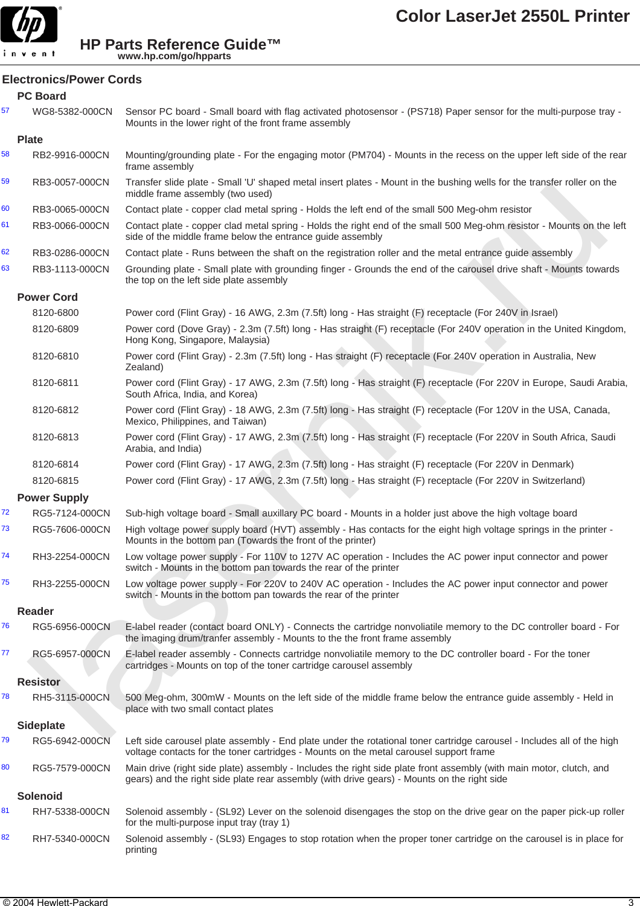## Electronics/Power Cords

### PC Board

| | | |
|---|---|---|
| 57 | WG8-5382-000CN | Sensor PC board - Small board with flag activated photosensor - (PS718) Paper sensor for the multi-purpose tray - Mounts in the lower right of the front frame assembly |

### Plate

| | | |
|---|---|---|
| 58 | RB2-9916-000CN | Mounting/grounding plate - For the engaging motor (PM704) - Mounts in the recess on the upper left side of the rear frame assembly |
| 59 | RB3-0057-000CN | Transfer slide plate - Small 'U' shaped metal insert plates - Mount in the bushing wells for the transfer roller on the middle frame assembly (two used) |
| 60 | RB3-0065-000CN | Contact plate - copper clad metal spring - Holds the left end of the small 500 Meg-ohm resistor |
| 61 | RB3-0066-000CN | Contact plate - copper clad metal spring - Holds the right end of the small 500 Meg-ohm resistor - Mounts on the left side of the middle frame below the entrance guide assembly |
| 62 | RB3-0286-000CN | Contact plate - Runs between the shaft on the registration roller and the metal entrance guide assembly |
| 63 | RB3-1113-000CN | Grounding plate - Small plate with grounding finger - Grounds the end of the carousel drive shaft - Mounts towards the top on the left side plate assembly |

### Power Cord

| | | |
|---|---|---|
| | 8120-6800 | Power cord (Flint Gray) - 16 AWG, 2.3m (7.5ft) long - Has straight (F) receptacle (For 240V in Israel) |
| | 8120-6809 | Power cord (Dove Gray) - 2.3m (7.5ft) long - Has straight (F) receptacle (For 240V operation in the United Kingdom, Hong Kong, Singapore, Malaysia) |
| | 8120-6810 | Power cord (Flint Gray) - 2.3m (7.5ft) long - Has straight (F) receptacle (For 240V operation in Australia, New Zealand) |
| | 8120-6811 | Power cord (Flint Gray) - 17 AWG, 2.3m (7.5ft) long - Has straight (F) receptacle (For 220V in Europe, Saudi Arabia, South Africa, India, and Korea) |
| | 8120-6812 | Power cord (Flint Gray) - 18 AWG, 2.3m (7.5ft) long - Has straight (F) receptacle (For 120V in the USA, Canada, Mexico, Philippines, and Taiwan) |
| | 8120-6813 | Power cord (Flint Gray) - 17 AWG, 2.3m (7.5ft) long - Has straight (F) receptacle (For 220V in South Africa, Saudi Arabia, and India) |
| | 8120-6814 | Power cord (Flint Gray) - 17 AWG, 2.3m (7.5ft) long - Has straight (F) receptacle (For 220V in Denmark) |
| | 8120-6815 | Power cord (Flint Gray) - 17 AWG, 2.3m (7.5ft) long - Has straight (F) receptacle (For 220V in Switzerland) |

### Power Supply

| | | |
|---|---|---|
| 72 | RG5-7124-000CN | Sub-high voltage board - Small auxillary PC board - Mounts in a holder just above the high voltage board |
| 73 | RG5-7606-000CN | High voltage power supply board (HVT) assembly - Has contacts for the eight high voltage springs in the printer - Mounts in the bottom pan (Towards the front of the printer) |
| 74 | RH3-2254-000CN | Low voltage power supply - For 110V to 127V AC operation - Includes the AC power input connector and power switch - Mounts in the bottom pan towards the rear of the printer |
| 75 | RH3-2255-000CN | Low voltage power supply - For 220V to 240V AC operation - Includes the AC power input connector and power switch - Mounts in the bottom pan towards the rear of the printer |

### Reader

| | | |
|---|---|---|
| 76 | RG5-6956-000CN | E-label reader (contact board ONLY) - Connects the cartridge nonvoliatile memory to the DC controller board - For the imaging drum/tranfer assembly - Mounts to the the front frame assembly |
| 77 | RG5-6957-000CN | E-label reader assembly - Connects cartridge nonvoliatile memory to the DC controller board - For the toner cartridges - Mounts on top of the toner cartridge carousel assembly |

### Resistor

| | | |
|---|---|---|
| 78 | RH5-3115-000CN | 500 Meg-ohm, 300mW - Mounts on the left side of the middle frame below the entrance guide assembly - Held in place with two small contact plates |

### Sideplate

| | | |
|---|---|---|
| 79 | RG5-6942-000CN | Left side carousel plate assembly - End plate under the rotational toner cartridge carousel - Includes all of the high voltage contacts for the toner cartridges - Mounts on the metal carousel support frame |
| 80 | RG5-7579-000CN | Main drive (right side plate) assembly - Includes the right side plate front assembly (with main motor, clutch, and gears) and the right side plate rear assembly (with drive gears) - Mounts on the right side |

### Solenoid

| | | |
|---|---|---|
| 81 | RH7-5338-000CN | Solenoid assembly - (SL92) Lever on the solenoid disengages the stop on the drive gear on the paper pick-up roller for the multi-purpose input tray (tray 1) |
| 82 | RH7-5340-000CN | Solenoid assembly - (SL93) Engages to stop rotation when the proper toner cartridge on the carousel is in place for printing |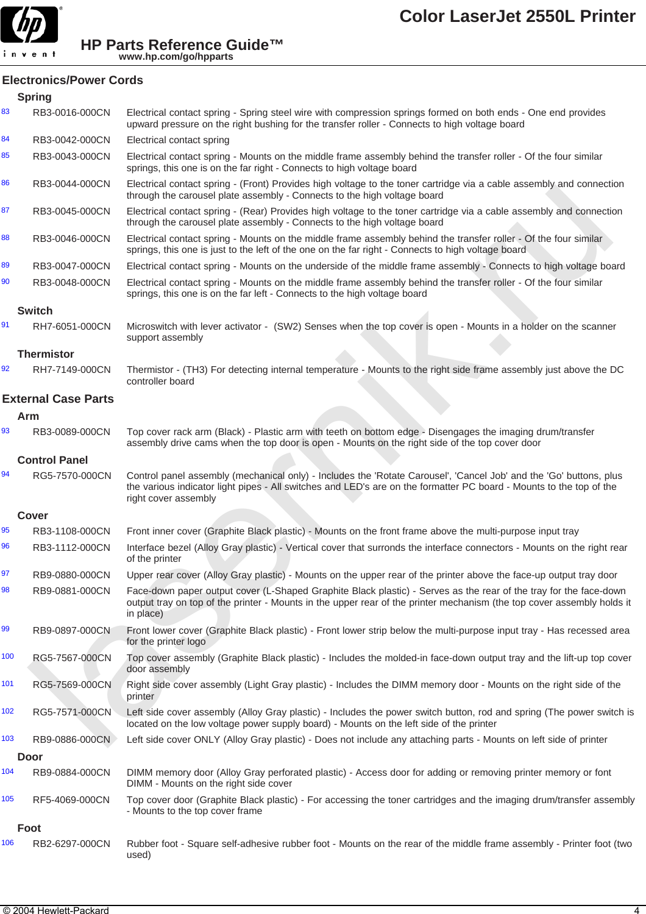## Electronics/Power Cords

### Spring

| | | |
|---|---|---|
| 83 | RB3-0016-000CN | Electrical contact spring - Spring steel wire with compression springs formed on both ends - One end provides upward pressure on the right bushing for the transfer roller - Connects to high voltage board |
| 84 | RB3-0042-000CN | Electrical contact spring |
| 85 | RB3-0043-000CN | Electrical contact spring - Mounts on the middle frame assembly behind the transfer roller - Of the four similar springs, this one is on the far right - Connects to high voltage board |
| 86 | RB3-0044-000CN | Electrical contact spring - (Front) Provides high voltage to the toner cartridge via a cable assembly and connection through the carousel plate assembly - Connects to the high voltage board |
| 87 | RB3-0045-000CN | Electrical contact spring - (Rear) Provides high voltage to the toner cartridge via a cable assembly and connection through the carousel plate assembly - Connects to the high voltage board |
| 88 | RB3-0046-000CN | Electrical contact spring - Mounts on the middle frame assembly behind the transfer roller - Of the four similar springs, this one is just to the left of the one on the far right - Connects to high voltage board |
| 89 | RB3-0047-000CN | Electrical contact spring - Mounts on the underside of the middle frame assembly - Connects to high voltage board |
| 90 | RB3-0048-000CN | Electrical contact spring - Mounts on the middle frame assembly behind the transfer roller - Of the four similar springs, this one is on the far left - Connects to the high voltage board |

### Switch

| | | |
|---|---|---|
| 91 | RH7-6051-000CN | Microswitch with lever activator - (SW2) Senses when the top cover is open - Mounts in a holder on the scanner support assembly |

### Thermistor

| | | |
|---|---|---|
| 92 | RH7-7149-000CN | Thermistor - (TH3) For detecting internal temperature - Mounts to the right side frame assembly just above the DC controller board |

## External Case Parts

### Arm

| | | |
|---|---|---|
| 93 | RB3-0089-000CN | Top cover rack arm (Black) - Plastic arm with teeth on bottom edge - Disengages the imaging drum/transfer assembly drive cams when the top door is open - Mounts on the right side of the top cover door |

### Control Panel

| | | |
|---|---|---|
| 94 | RG5-7570-000CN | Control panel assembly (mechanical only) - Includes the 'Rotate Carousel', 'Cancel Job' and the 'Go' buttons, plus the various indicator light pipes - All switches and LED's are on the formatter PC board - Mounts to the top of the right cover assembly |

### Cover

| | | |
|---|---|---|
| 95 | RB3-1108-000CN | Front inner cover (Graphite Black plastic) - Mounts on the front frame above the multi-purpose input tray |
| 96 | RB3-1112-000CN | Interface bezel (Alloy Gray plastic) - Vertical cover that surronds the interface connectors - Mounts on the right rear of the printer |
| 97 | RB9-0880-000CN | Upper rear cover (Alloy Gray plastic) - Mounts on the upper rear of the printer above the face-up output tray door |
| 98 | RB9-0881-000CN | Face-down paper output cover (L-Shaped Graphite Black plastic) - Serves as the rear of the tray for the face-down output tray on top of the printer - Mounts in the upper rear of the printer mechanism (the top cover assembly holds it in place) |
| 99 | RB9-0897-000CN | Front lower cover (Graphite Black plastic) - Front lower strip below the multi-purpose input tray - Has recessed area for the printer logo |
| 100 | RG5-7567-000CN | Top cover assembly (Graphite Black plastic) - Includes the molded-in face-down output tray and the lift-up top cover door assembly |
| 101 | RG5-7569-000CN | Right side cover assembly (Light Gray plastic) - Includes the DIMM memory door - Mounts on the right side of the printer |
| 102 | RG5-7571-000CN | Left side cover assembly (Alloy Gray plastic) - Includes the power switch button, rod and spring (The power switch is located on the low voltage power supply board) - Mounts on the left side of the printer |
| 103 | RB9-0886-000CN | Left side cover ONLY (Alloy Gray plastic) - Does not include any attaching parts - Mounts on left side of printer |

### Door

| | | |
|---|---|---|
| 104 | RB9-0884-000CN | DIMM memory door (Alloy Gray perforated plastic) - Access door for adding or removing printer memory or font DIMM - Mounts on the right side cover |
| 105 | RF5-4069-000CN | Top cover door (Graphite Black plastic) - For accessing the toner cartridges and the imaging drum/transfer assembly - Mounts to the top cover frame |

### Foot

| | | |
|---|---|---|
| 106 | RB2-6297-000CN | Rubber foot - Square self-adhesive rubber foot - Mounts on the rear of the middle frame assembly - Printer foot (two used) |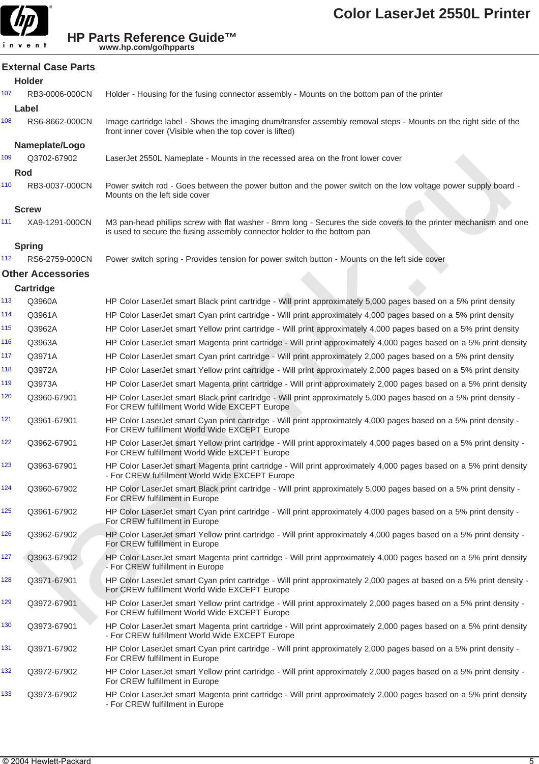## External Case Parts

### Holder

| | | |
|---|---|---|
| 107 | RB3-0006-000CN | Holder - Housing for the fusing connector assembly - Mounts on the bottom pan of the printer |

### Label

| | | |
|---|---|---|
| 108 | RS6-8662-000CN | Image cartridge label - Shows the imaging drum/transfer assembly removal steps - Mounts on the right side of the front inner cover (Visible when the top cover is lifted) |

### Nameplate/Logo

| | | |
|---|---|---|
| 109 | Q3702-67902 | LaserJet 2550L Nameplate - Mounts in the recessed area on the front lower cover |

### Rod

| | | |
|---|---|---|
| 110 | RB3-0037-000CN | Power switch rod - Goes between the power button and the power switch on the low voltage power supply board - Mounts on the left side cover |

### Screw

| | | |
|---|---|---|
| 111 | XA9-1291-000CN | M3 pan-head phillips screw with flat washer - 8mm long - Secures the side covers to the printer mechanism and one is used to secure the fusing assembly connector holder to the bottom pan |

### Spring

| | | |
|---|---|---|
| 112 | RS6-2759-000CN | Power switch spring - Provides tension for power switch button - Mounts on the left side cover |

## Other Accessories

### Cartridge

| | | |
|---|---|---|
| 113 | Q3960A | HP Color LaserJet smart Black print cartridge - Will print approximately 5,000 pages based on a 5% print density |
| 114 | Q3961A | HP Color LaserJet smart Cyan print cartridge - Will print approximately 4,000 pages based on a 5% print density |
| 115 | Q3962A | HP Color LaserJet smart Yellow print cartridge - Will print approximately 4,000 pages based on a 5% print density |
| 116 | Q3963A | HP Color LaserJet smart Magenta print cartridge - Will print approximately 4,000 pages based on a 5% print density |
| 117 | Q3971A | HP Color LaserJet smart Cyan print cartridge - Will print approximately 2,000 pages based on a 5% print density |
| 118 | Q3972A | HP Color LaserJet smart Yellow print cartridge - Will print approximately 2,000 pages based on a 5% print density |
| 119 | Q3973A | HP Color LaserJet smart Magenta print cartridge - Will print approximately 2,000 pages based on a 5% print density |
| 120 | Q3960-67901 | HP Color LaserJet smart Black print cartridge - Will print approximately 5,000 pages based on a 5% print density - For CREW fulfillment World Wide EXCEPT Europe |
| 121 | Q3961-67901 | HP Color LaserJet smart Cyan print cartridge - Will print approximately 4,000 pages based on a 5% print density - For CREW fulfillment World Wide EXCEPT Europe |
| 122 | Q3962-67901 | HP Color LaserJet smart Yellow print cartridge - Will print approximately 4,000 pages based on a 5% print density - For CREW fulfillment World Wide EXCEPT Europe |
| 123 | Q3963-67901 | HP Color LaserJet smart Magenta print cartridge - Will print approximately 4,000 pages based on a 5% print density - For CREW fulfillment World Wide EXCEPT Europe |
| 124 | Q3960-67902 | HP Color LaserJet smart Black print cartridge - Will print approximately 5,000 pages based on a 5% print density - For CREW fulfillment in Europe |
| 125 | Q3961-67902 | HP Color LaserJet smart Cyan print cartridge - Will print approximately 4,000 pages based on a 5% print density - For CREW fulfillment in Europe |
| 126 | Q3962-67902 | HP Color LaserJet smart Yellow print cartridge - Will print approximately 4,000 pages based on a 5% print density - For CREW fulfillment in Europe |
| 127 | Q3963-67902 | HP Color LaserJet smart Magenta print cartridge - Will print approximately 4,000 pages based on a 5% print density - For CREW fulfillment in Europe |
| 128 | Q3971-67901 | HP Color LaserJet smart Cyan print cartridge - Will print approximately 2,000 pages at based on a 5% print density - For CREW fulfillment World Wide EXCEPT Europe |
| 129 | Q3972-67901 | HP Color LaserJet smart Yellow print cartridge - Will print approximately 2,000 pages based on a 5% print density - For CREW fulfillment World Wide EXCEPT Europe |
| 130 | Q3973-67901 | HP Color LaserJet smart Magenta print cartridge - Will print approximately 2,000 pages based on a 5% print density - For CREW fulfillment World Wide EXCEPT Europe |
| 131 | Q3971-67902 | HP Color LaserJet smart Cyan print cartridge - Will print approximately 2,000 pages based on a 5% print density - For CREW fulfillment in Europe |
| 132 | Q3972-67902 | HP Color LaserJet smart Yellow print cartridge - Will print approximately 2,000 pages based on a 5% print density - For CREW fulfillment in Europe |
| 133 | Q3973-67902 | HP Color LaserJet smart Magenta print cartridge - Will print approximately 2,000 pages based on a 5% print density - For CREW fulfillment in Europe |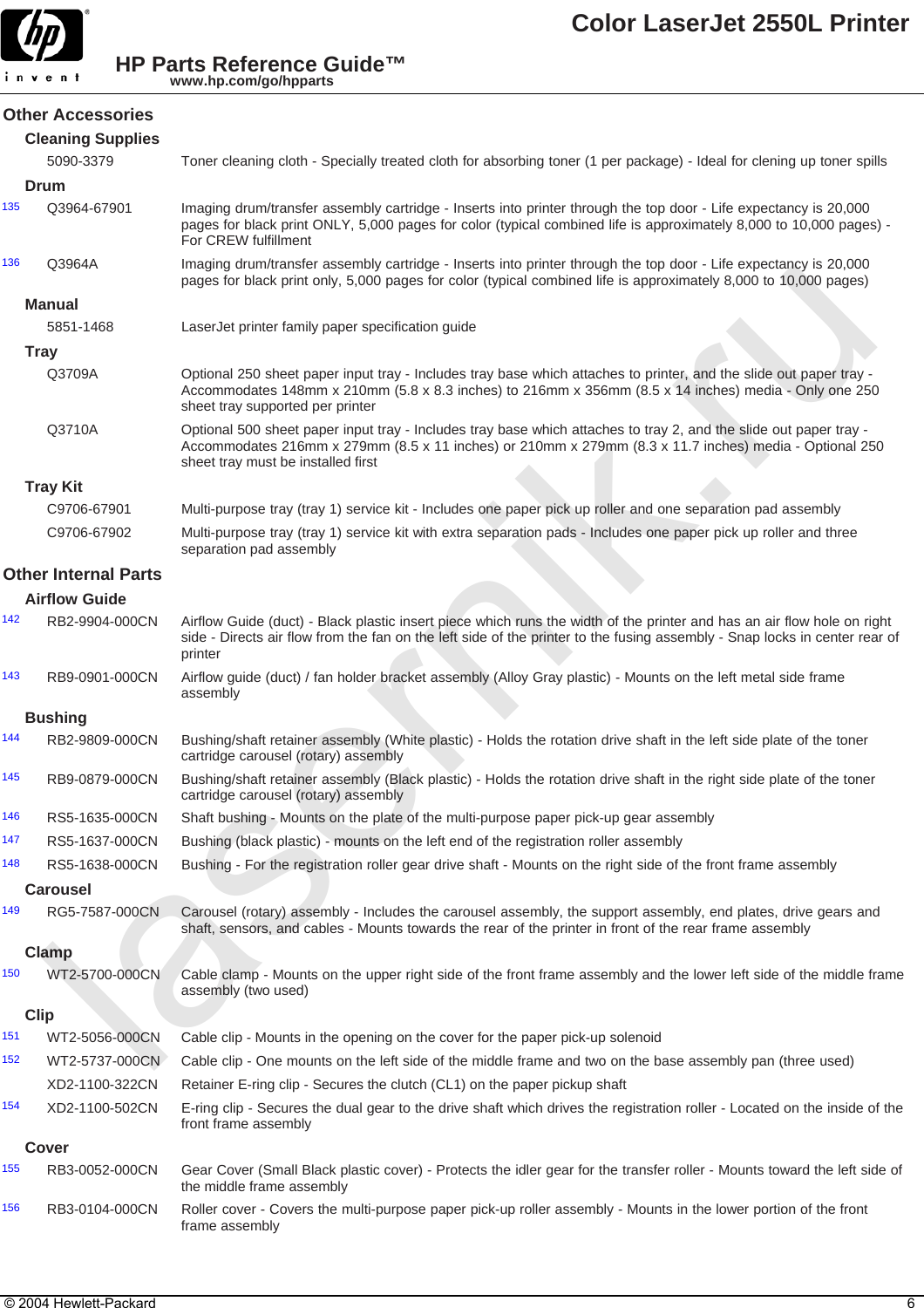## Other Accessories

### Cleaning Supplies

| | | |
|---|---|---|
| | 5090-3379 | Toner cleaning cloth - Specially treated cloth for absorbing toner (1 per package) - Ideal for clening up toner spills |

### Drum

| | | |
|---|---|---|
| 135 | Q3964-67901 | Imaging drum/transfer assembly cartridge - Inserts into printer through the top door - Life expectancy is 20,000 pages for black print ONLY, 5,000 pages for color (typical combined life is approximately 8,000 to 10,000 pages) - For CREW fulfillment |
| 136 | Q3964A | Imaging drum/transfer assembly cartridge - Inserts into printer through the top door - Life expectancy is 20,000 pages for black print only, 5,000 pages for color (typical combined life is approximately 8,000 to 10,000 pages) |

### Manual

| | | |
|---|---|---|
| | 5851-1468 | LaserJet printer family paper specification guide |

### Tray

| | | |
|---|---|---|
| | Q3709A | Optional 250 sheet paper input tray - Includes tray base which attaches to printer, and the slide out paper tray - Accommodates 148mm x 210mm (5.8 x 8.3 inches) to 216mm x 356mm (8.5 x 14 inches) media - Only one 250 sheet tray supported per printer |
| | Q3710A | Optional 500 sheet paper input tray - Includes tray base which attaches to tray 2, and the slide out paper tray - Accommodates 216mm x 279mm (8.5 x 11 inches) or 210mm x 279mm (8.3 x 11.7 inches) media - Optional 250 sheet tray must be installed first |

### Tray Kit

| | | |
|---|---|---|
| | C9706-67901 | Multi-purpose tray (tray 1) service kit - Includes one paper pick up roller and one separation pad assembly |
| | C9706-67902 | Multi-purpose tray (tray 1) service kit with extra separation pads - Includes one paper pick up roller and three separation pad assembly |

## Other Internal Parts

### Airflow Guide

| | | |
|---|---|---|
| 142 | RB2-9904-000CN | Airflow Guide (duct) - Black plastic insert piece which runs the width of the printer and has an air flow hole on right side - Directs air flow from the fan on the left side of the printer to the fusing assembly - Snap locks in center rear of printer |
| 143 | RB9-0901-000CN | Airflow guide (duct) / fan holder bracket assembly (Alloy Gray plastic) - Mounts on the left metal side frame assembly |

### Bushing

| | | |
|---|---|---|
| 144 | RB2-9809-000CN | Bushing/shaft retainer assembly (White plastic) - Holds the rotation drive shaft in the left side plate of the toner cartridge carousel (rotary) assembly |
| 145 | RB9-0879-000CN | Bushing/shaft retainer assembly (Black plastic) - Holds the rotation drive shaft in the right side plate of the toner cartridge carousel (rotary) assembly |
| 146 | RS5-1635-000CN | Shaft bushing - Mounts on the plate of the multi-purpose paper pick-up gear assembly |
| 147 | RS5-1637-000CN | Bushing (black plastic) - mounts on the left end of the registration roller assembly |
| 148 | RS5-1638-000CN | Bushing - For the registration roller gear drive shaft - Mounts on the right side of the front frame assembly |

### Carousel

| | | |
|---|---|---|
| 149 | RG5-7587-000CN | Carousel (rotary) assembly - Includes the carousel assembly, the support assembly, end plates, drive gears and shaft, sensors, and cables - Mounts towards the rear of the printer in front of the rear frame assembly |

### Clamp

| | | |
|---|---|---|
| 150 | WT2-5700-000CN | Cable clamp - Mounts on the upper right side of the front frame assembly and the lower left side of the middle frame assembly (two used) |

### Clip

| | | |
|---|---|---|
| 151 | WT2-5056-000CN | Cable clip - Mounts in the opening on the cover for the paper pick-up solenoid |
| 152 | WT2-5737-000CN | Cable clip - One mounts on the left side of the middle frame and two on the base assembly pan (three used) |
| | XD2-1100-322CN | Retainer E-ring clip - Secures the clutch (CL1) on the paper pickup shaft |
| 154 | XD2-1100-502CN | E-ring clip - Secures the dual gear to the drive shaft which drives the registration roller - Located on the inside of the front frame assembly |

### Cover

| | | |
|---|---|---|
| 155 | RB3-0052-000CN | Gear Cover (Small Black plastic cover) - Protects the idler gear for the transfer roller - Mounts toward the left side of the middle frame assembly |
| 156 | RB3-0104-000CN | Roller cover - Covers the multi-purpose paper pick-up roller assembly - Mounts in the lower portion of the front frame assembly |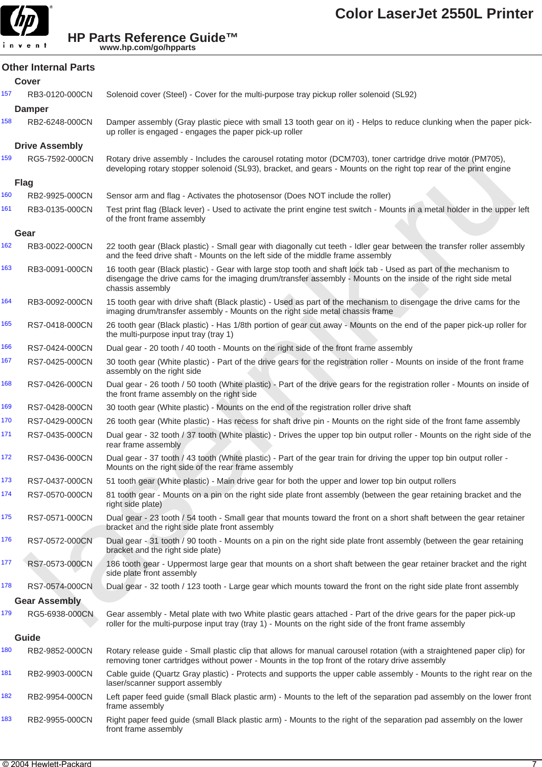## Other Internal Parts

### Cover

| | | |
|---|---|---|
| 157 | RB3-0120-000CN | Solenoid cover (Steel) - Cover for the multi-purpose tray pickup roller solenoid (SL92) |

### Damper

| | | |
|---|---|---|
| 158 | RB2-6248-000CN | Damper assembly (Gray plastic piece with small 13 tooth gear on it) - Helps to reduce clunking when the paper pick-up roller is engaged - engages the paper pick-up roller |

### Drive Assembly

| | | |
|---|---|---|
| 159 | RG5-7592-000CN | Rotary drive assembly - Includes the carousel rotating motor (DCM703), toner cartridge drive motor (PM705), developing rotary stopper solenoid (SL93), bracket, and gears - Mounts on the right top rear of the print engine |

### Flag

| | | |
|---|---|---|
| 160 | RB2-9925-000CN | Sensor arm and flag - Activates the photosensor (Does NOT include the roller) |
| 161 | RB3-0135-000CN | Test print flag (Black lever) - Used to activate the print engine test switch - Mounts in a metal holder in the upper left of the front frame assembly |

### Gear

| | | |
|---|---|---|
| 162 | RB3-0022-000CN | 22 tooth gear (Black plastic) - Small gear with diagonally cut teeth - Idler gear between the transfer roller assembly and the feed drive shaft - Mounts on the left side of the middle frame assembly |
| 163 | RB3-0091-000CN | 16 tooth gear (Black plastic) - Gear with large stop tooth and shaft lock tab - Used as part of the mechanism to disengage the drive cams for the imaging drum/transfer assembly - Mounts on the inside of the right side metal chassis assembly |
| 164 | RB3-0092-000CN | 15 tooth gear with drive shaft (Black plastic) - Used as part of the mechanism to disengage the drive cams for the imaging drum/transfer assembly - Mounts on the right side metal chassis frame |
| 165 | RS7-0418-000CN | 26 tooth gear (Black plastic) - Has 1/8th portion of gear cut away - Mounts on the end of the paper pick-up roller for the multi-purpose input tray (tray 1) |
| 166 | RS7-0424-000CN | Dual gear - 20 tooth / 40 tooth - Mounts on the right side of the front frame assembly |
| 167 | RS7-0425-000CN | 30 tooth gear (White plastic) - Part of the drive gears for the registration roller - Mounts on inside of the front frame assembly on the right side |
| 168 | RS7-0426-000CN | Dual gear - 26 tooth / 50 tooth (White plastic) - Part of the drive gears for the registration roller - Mounts on inside of the front frame assembly on the right side |
| 169 | RS7-0428-000CN | 30 tooth gear (White plastic) - Mounts on the end of the registration roller drive shaft |
| 170 | RS7-0429-000CN | 26 tooth gear (White plastic) - Has recess for shaft drive pin - Mounts on the right side of the front fame assembly |
| 171 | RS7-0435-000CN | Dual gear - 32 tooth / 37 tooth (White plastic) - Drives the upper top bin output roller - Mounts on the right side of the rear frame assembly |
| 172 | RS7-0436-000CN | Dual gear - 37 tooth / 43 tooth (White plastic) - Part of the gear train for driving the upper top bin output roller - Mounts on the right side of the rear frame assembly |
| 173 | RS7-0437-000CN | 51 tooth gear (White plastic) - Main drive gear for both the upper and lower top bin output rollers |
| 174 | RS7-0570-000CN | 81 tooth gear - Mounts on a pin on the right side plate front assembly (between the gear retaining bracket and the right side plate) |
| 175 | RS7-0571-000CN | Dual gear - 23 tooth / 54 tooth - Small gear that mounts toward the front on a short shaft between the gear retainer bracket and the right side plate front assembly |
| 176 | RS7-0572-000CN | Dual gear - 31 tooth / 90 tooth - Mounts on a pin on the right side plate front assembly (between the gear retaining bracket and the right side plate) |
| 177 | RS7-0573-000CN | 186 tooth gear - Uppermost large gear that mounts on a short shaft between the gear retainer bracket and the right side plate front assembly |
| 178 | RS7-0574-000CN | Dual gear - 32 tooth / 123 tooth - Large gear which mounts toward the front on the right side plate front assembly |

### Gear Assembly

| | | |
|---|---|---|
| 179 | RG5-6938-000CN | Gear assembly - Metal plate with two White plastic gears attached - Part of the drive gears for the paper pick-up roller for the multi-purpose input tray (tray 1) - Mounts on the right side of the front frame assembly |

### Guide

| | | |
|---|---|---|
| 180 | RB2-9852-000CN | Rotary release guide - Small plastic clip that allows for manual carousel rotation (with a straightened paper clip) for removing toner cartridges without power - Mounts in the top front of the rotary drive assembly |
| 181 | RB2-9903-000CN | Cable guide (Quartz Gray plastic) - Protects and supports the upper cable assembly - Mounts to the right rear on the laser/scanner support assembly |
| 182 | RB2-9954-000CN | Left paper feed guide (small Black plastic arm) - Mounts to the left of the separation pad assembly on the lower front frame assembly |
| 183 | RB2-9955-000CN | Right paper feed guide (small Black plastic arm) - Mounts to the right of the separation pad assembly on the lower front frame assembly |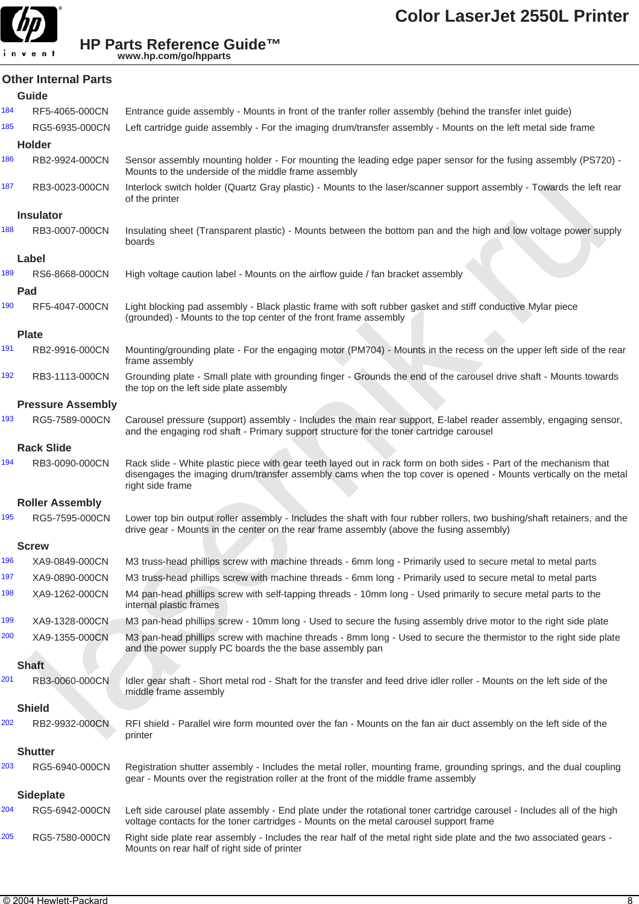## Other Internal Parts

### Guide

| | | |
|---|---|---|
| 184 | RF5-4065-000CN | Entrance guide assembly - Mounts in front of the tranfer roller assembly (behind the transfer inlet guide) |
| 185 | RG5-6935-000CN | Left cartridge guide assembly - For the imaging drum/transfer assembly - Mounts on the left metal side frame |

### Holder

| | | |
|---|---|---|
| 186 | RB2-9924-000CN | Sensor assembly mounting holder - For mounting the leading edge paper sensor for the fusing assembly (PS720) - Mounts to the underside of the middle frame assembly |
| 187 | RB3-0023-000CN | Interlock switch holder (Quartz Gray plastic) - Mounts to the laser/scanner support assembly - Towards the left rear of the printer |

### Insulator

| | | |
|---|---|---|
| 188 | RB3-0007-000CN | Insulating sheet (Transparent plastic) - Mounts between the bottom pan and the high and low voltage power supply boards |

### Label

| | | |
|---|---|---|
| 189 | RS6-8668-000CN | High voltage caution label - Mounts on the airflow guide / fan bracket assembly |

### Pad

| | | |
|---|---|---|
| 190 | RF5-4047-000CN | Light blocking pad assembly - Black plastic frame with soft rubber gasket and stiff conductive Mylar piece (grounded) - Mounts to the top center of the front frame assembly |

### Plate

| | | |
|---|---|---|
| 191 | RB2-9916-000CN | Mounting/grounding plate - For the engaging motor (PM704) - Mounts in the recess on the upper left side of the rear frame assembly |
| 192 | RB3-1113-000CN | Grounding plate - Small plate with grounding finger - Grounds the end of the carousel drive shaft - Mounts towards the top on the left side plate assembly |

### Pressure Assembly

| | | |
|---|---|---|
| 193 | RG5-7589-000CN | Carousel pressure (support) assembly - Includes the main rear support, E-label reader assembly, engaging sensor, and the engaging rod shaft - Primary support structure for the toner cartridge carousel |

### Rack Slide

| | | |
|---|---|---|
| 194 | RB3-0090-000CN | Rack slide - White plastic piece with gear teeth layed out in rack form on both sides - Part of the mechanism that disengages the imaging drum/transfer assembly cams when the top cover is opened - Mounts vertically on the metal right side frame |

### Roller Assembly

| | | |
|---|---|---|
| 195 | RG5-7595-000CN | Lower top bin output roller assembly - Includes the shaft with four rubber rollers, two bushing/shaft retainers, and the drive gear - Mounts in the center on the rear frame assembly (above the fusing assembly) |

### Screw

| | | |
|---|---|---|
| 196 | XA9-0849-000CN | M3 truss-head phillips screw with machine threads - 6mm long - Primarily used to secure metal to metal parts |
| 197 | XA9-0890-000CN | M3 truss-head phillips screw with machine threads - 6mm long - Primarily used to secure metal to metal parts |
| 198 | XA9-1262-000CN | M4 pan-head phillips screw with self-tapping threads - 10mm long - Used primarily to secure metal parts to the internal plastic frames |
| 199 | XA9-1328-000CN | M3 pan-head phillips screw - 10mm long - Used to secure the fusing assembly drive motor to the right side plate |
| 200 | XA9-1355-000CN | M3 pan-head phillips screw with machine threads - 8mm long - Used to secure the thermistor to the right side plate and the power supply PC boards the the base assembly pan |

### Shaft

| | | |
|---|---|---|
| 201 | RB3-0060-000CN | Idler gear shaft - Short metal rod - Shaft for the transfer and feed drive idler roller - Mounts on the left side of the middle frame assembly |

### Shield

| | | |
|---|---|---|
| 202 | RB2-9932-000CN | RFI shield - Parallel wire form mounted over the fan - Mounts on the fan air duct assembly on the left side of the printer |

### Shutter

| | | |
|---|---|---|
| 203 | RG5-6940-000CN | Registration shutter assembly - Includes the metal roller, mounting frame, grounding springs, and the dual coupling gear - Mounts over the registration roller at the front of the middle frame assembly |

### Sideplate

| | | |
|---|---|---|
| 204 | RG5-6942-000CN | Left side carousel plate assembly - End plate under the rotational toner cartridge carousel - Includes all of the high voltage contacts for the toner cartridges - Mounts on the metal carousel support frame |
| 205 | RG5-7580-000CN | Right side plate rear assembly - Includes the rear half of the metal right side plate and the two associated gears - Mounts on rear half of right side of printer |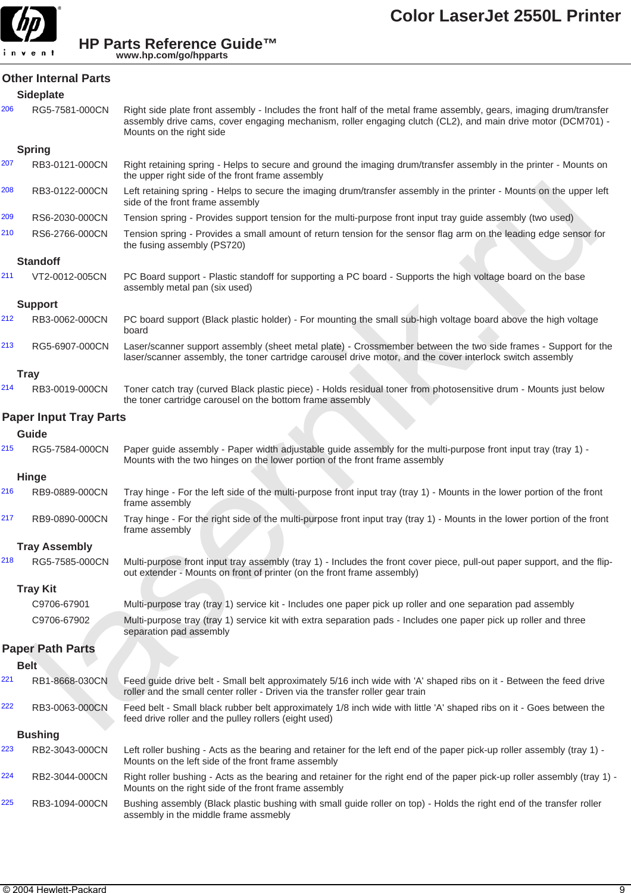## Other Internal Parts

### Sideplate

| | | |
|---|---|---|
| 206 | RG5-7581-000CN | Right side plate front assembly - Includes the front half of the metal frame assembly, gears, imaging drum/transfer assembly drive cams, cover engaging mechanism, roller engaging clutch (CL2), and main drive motor (DCM701) - Mounts on the right side |

### Spring

| | | |
|---|---|---|
| 207 | RB3-0121-000CN | Right retaining spring - Helps to secure and ground the imaging drum/transfer assembly in the printer - Mounts on the upper right side of the front frame assembly |
| 208 | RB3-0122-000CN | Left retaining spring - Helps to secure the imaging drum/transfer assembly in the printer - Mounts on the upper left side of the front frame assembly |
| 209 | RS6-2030-000CN | Tension spring - Provides support tension for the multi-purpose front input tray guide assembly (two used) |
| 210 | RS6-2766-000CN | Tension spring - Provides a small amount of return tension for the sensor flag arm on the leading edge sensor for the fusing assembly (PS720) |

### Standoff

| | | |
|---|---|---|
| 211 | VT2-0012-005CN | PC Board support - Plastic standoff for supporting a PC board - Supports the high voltage board on the base assembly metal pan (six used) |

### Support

| | | |
|---|---|---|
| 212 | RB3-0062-000CN | PC board support (Black plastic holder) - For mounting the small sub-high voltage board above the high voltage board |
| 213 | RG5-6907-000CN | Laser/scanner support assembly (sheet metal plate) - Crossmember between the two side frames - Support for the laser/scanner assembly, the toner cartridge carousel drive motor, and the cover interlock switch assembly |

### Tray

| | | |
|---|---|---|
| 214 | RB3-0019-000CN | Toner catch tray (curved Black plastic piece) - Holds residual toner from photosensitive drum - Mounts just below the toner cartridge carousel on the bottom frame assembly |

## Paper Input Tray Parts

### Guide

| | | |
|---|---|---|
| 215 | RG5-7584-000CN | Paper guide assembly - Paper width adjustable guide assembly for the multi-purpose front input tray (tray 1) - Mounts with the two hinges on the lower portion of the front frame assembly |

### Hinge

| | | |
|---|---|---|
| 216 | RB9-0889-000CN | Tray hinge - For the left side of the multi-purpose front input tray (tray 1) - Mounts in the lower portion of the front frame assembly |
| 217 | RB9-0890-000CN | Tray hinge - For the right side of the multi-purpose front input tray (tray 1) - Mounts in the lower portion of the front frame assembly |

### Tray Assembly

| | | |
|---|---|---|
| 218 | RG5-7585-000CN | Multi-purpose front input tray assembly (tray 1) - Includes the front cover piece, pull-out paper support, and the flip-out extender - Mounts on front of printer (on the front frame assembly) |

### Tray Kit

| | | |
|---|---|---|
| | C9706-67901 | Multi-purpose tray (tray 1) service kit - Includes one paper pick up roller and one separation pad assembly |
| | C9706-67902 | Multi-purpose tray (tray 1) service kit with extra separation pads - Includes one paper pick up roller and three separation pad assembly |

## Paper Path Parts

### Belt

| | | |
|---|---|---|
| 221 | RB1-8668-030CN | Feed guide drive belt - Small belt approximately 5/16 inch wide with 'A' shaped ribs on it - Between the feed drive roller and the small center roller - Driven via the transfer roller gear train |
| 222 | RB3-0063-000CN | Feed belt - Small black rubber belt approximately 1/8 inch wide with little 'A' shaped ribs on it - Goes between the feed drive roller and the pulley rollers (eight used) |

### Bushing

| | | |
|---|---|---|
| 223 | RB2-3043-000CN | Left roller bushing - Acts as the bearing and retainer for the left end of the paper pick-up roller assembly (tray 1) - Mounts on the left side of the front frame assembly |
| 224 | RB2-3044-000CN | Right roller bushing - Acts as the bearing and retainer for the right end of the paper pick-up roller assembly (tray 1) - Mounts on the right side of the front frame assembly |
| 225 | RB3-1094-000CN | Bushing assembly (Black plastic bushing with small guide roller on top) - Holds the right end of the transfer roller assembly in the middle frame assmebly |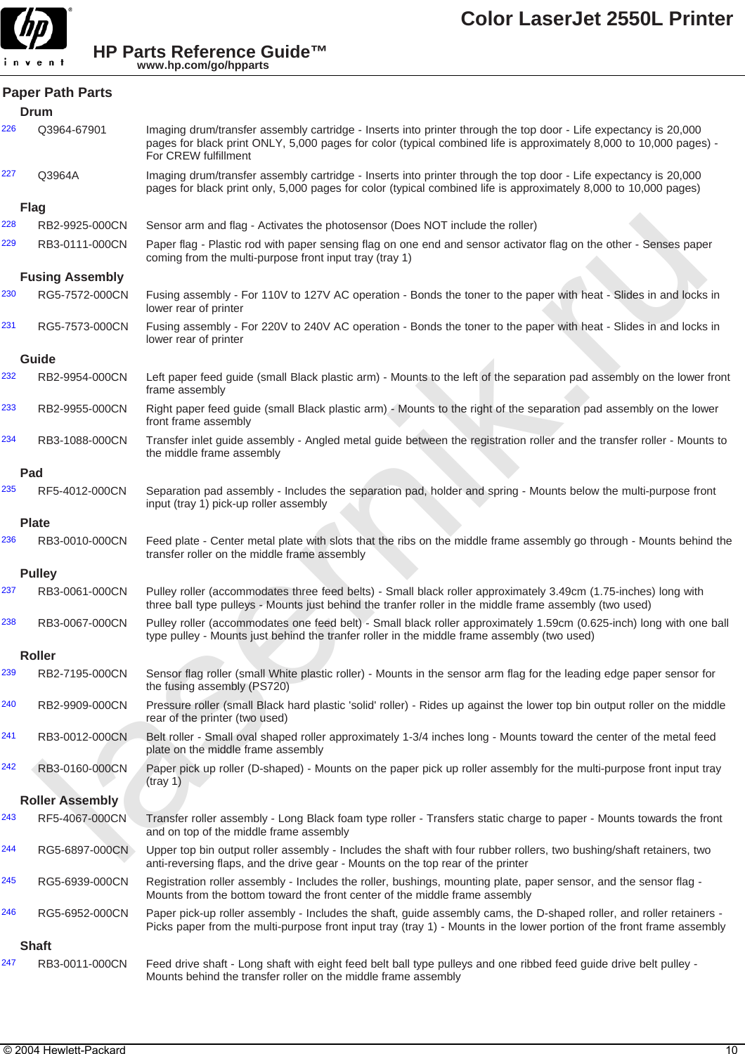## Paper Path Parts

### Drum

| | | |
|---|---|---|
| 226 | Q3964-67901 | Imaging drum/transfer assembly cartridge - Inserts into printer through the top door - Life expectancy is 20,000 pages for black print ONLY, 5,000 pages for color (typical combined life is approximately 8,000 to 10,000 pages) - For CREW fulfillment |
| 227 | Q3964A | Imaging drum/transfer assembly cartridge - Inserts into printer through the top door - Life expectancy is 20,000 pages for black print only, 5,000 pages for color (typical combined life is approximately 8,000 to 10,000 pages) |

### Flag

| | | |
|---|---|---|
| 228 | RB2-9925-000CN | Sensor arm and flag - Activates the photosensor (Does NOT include the roller) |
| 229 | RB3-0111-000CN | Paper flag - Plastic rod with paper sensing flag on one end and sensor activator flag on the other - Senses paper coming from the multi-purpose front input tray (tray 1) |

### Fusing Assembly

| | | |
|---|---|---|
| 230 | RG5-7572-000CN | Fusing assembly - For 110V to 127V AC operation - Bonds the toner to the paper with heat - Slides in and locks in lower rear of printer |
| 231 | RG5-7573-000CN | Fusing assembly - For 220V to 240V AC operation - Bonds the toner to the paper with heat - Slides in and locks in lower rear of printer |

### Guide

| | | |
|---|---|---|
| 232 | RB2-9954-000CN | Left paper feed guide (small Black plastic arm) - Mounts to the left of the separation pad assembly on the lower front frame assembly |
| 233 | RB2-9955-000CN | Right paper feed guide (small Black plastic arm) - Mounts to the right of the separation pad assembly on the lower front frame assembly |
| 234 | RB3-1088-000CN | Transfer inlet guide assembly - Angled metal guide between the registration roller and the transfer roller - Mounts to the middle frame assembly |

### Pad

| | | |
|---|---|---|
| 235 | RF5-4012-000CN | Separation pad assembly - Includes the separation pad, holder and spring - Mounts below the multi-purpose front input (tray 1) pick-up roller assembly |

### Plate

| | | |
|---|---|---|
| 236 | RB3-0010-000CN | Feed plate - Center metal plate with slots that the ribs on the middle frame assembly go through - Mounts behind the transfer roller on the middle frame assembly |

### Pulley

| | | |
|---|---|---|
| 237 | RB3-0061-000CN | Pulley roller (accommodates three feed belts) - Small black roller approximately 3.49cm (1.75-inches) long with three ball type pulleys - Mounts just behind the tranfer roller in the middle frame assembly (two used) |
| 238 | RB3-0067-000CN | Pulley roller (accommodates one feed belt) - Small black roller approximately 1.59cm (0.625-inch) long with one ball type pulley - Mounts just behind the tranfer roller in the middle frame assembly (two used) |

### Roller

| | | |
|---|---|---|
| 239 | RB2-7195-000CN | Sensor flag roller (small White plastic roller) - Mounts in the sensor arm flag for the leading edge paper sensor for the fusing assembly (PS720) |
| 240 | RB2-9909-000CN | Pressure roller (small Black hard plastic 'solid' roller) - Rides up against the lower top bin output roller on the middle rear of the printer (two used) |
| 241 | RB3-0012-000CN | Belt roller - Small oval shaped roller approximately 1-3/4 inches long - Mounts toward the center of the metal feed plate on the middle frame assembly |
| 242 | RB3-0160-000CN | Paper pick up roller (D-shaped) - Mounts on the paper pick up roller assembly for the multi-purpose front input tray (tray 1) |

### Roller Assembly

| | | |
|---|---|---|
| 243 | RF5-4067-000CN | Transfer roller assembly - Long Black foam type roller - Transfers static charge to paper - Mounts towards the front and on top of the middle frame assembly |
| 244 | RG5-6897-000CN | Upper top bin output roller assembly - Includes the shaft with four rubber rollers, two bushing/shaft retainers, two anti-reversing flaps, and the drive gear - Mounts on the top rear of the printer |
| 245 | RG5-6939-000CN | Registration roller assembly - Includes the roller, bushings, mounting plate, paper sensor, and the sensor flag - Mounts from the bottom toward the front center of the middle frame assembly |
| 246 | RG5-6952-000CN | Paper pick-up roller assembly - Includes the shaft, guide assembly cams, the D-shaped roller, and roller retainers - Picks paper from the multi-purpose front input tray (tray 1) - Mounts in the lower portion of the front frame assembly |

### Shaft

| | | |
|---|---|---|
| 247 | RB3-0011-000CN | Feed drive shaft - Long shaft with eight feed belt ball type pulleys and one ribbed feed guide drive belt pulley - Mounts behind the transfer roller on the middle frame assembly |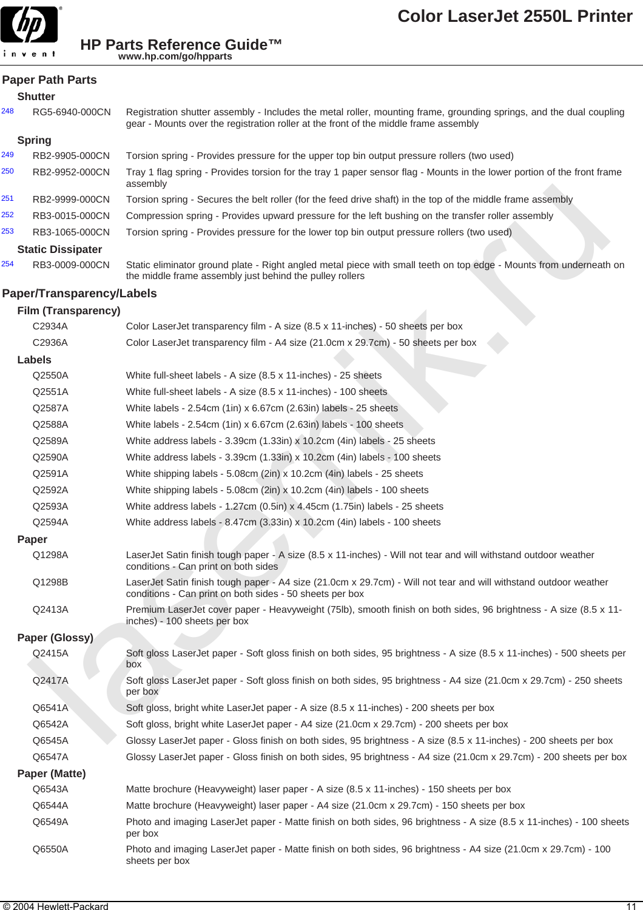## Paper Path Parts

### Shutter

| | | |
|---|---|---|
| 248 | RG5-6940-000CN | Registration shutter assembly - Includes the metal roller, mounting frame, grounding springs, and the dual coupling gear - Mounts over the registration roller at the front of the middle frame assembly |

### Spring

| | | |
|---|---|---|
| 249 | RB2-9905-000CN | Torsion spring - Provides pressure for the upper top bin output pressure rollers (two used) |
| 250 | RB2-9952-000CN | Tray 1 flag spring - Provides torsion for the tray 1 paper sensor flag - Mounts in the lower portion of the front frame assembly |
| 251 | RB2-9999-000CN | Torsion spring - Secures the belt roller (for the feed drive shaft) in the top of the middle frame assembly |
| 252 | RB3-0015-000CN | Compression spring - Provides upward pressure for the left bushing on the transfer roller assembly |
| 253 | RB3-1065-000CN | Torsion spring - Provides pressure for the lower top bin output pressure rollers (two used) |

### Static Dissipater

| | | |
|---|---|---|
| 254 | RB3-0009-000CN | Static eliminator ground plate - Right angled metal piece with small teeth on top edge - Mounts from underneath on the middle frame assembly just behind the pulley rollers |

## Paper/Transparency/Labels

### Film (Transparency)

| | |
|---|---|
| C2934A | Color LaserJet transparency film - A size (8.5 x 11-inches) - 50 sheets per box |
| C2936A | Color LaserJet transparency film - A4 size (21.0cm x 29.7cm) - 50 sheets per box |

### Labels

| | |
|---|---|
| Q2550A | White full-sheet labels - A size (8.5 x 11-inches) - 25 sheets |
| Q2551A | White full-sheet labels - A size (8.5 x 11-inches) - 100 sheets |
| Q2587A | White labels - 2.54cm (1in) x 6.67cm (2.63in) labels - 25 sheets |
| Q2588A | White labels - 2.54cm (1in) x 6.67cm (2.63in) labels - 100 sheets |
| Q2589A | White address labels - 3.39cm (1.33in) x 10.2cm (4in) labels - 25 sheets |
| Q2590A | White address labels - 3.39cm (1.33in) x 10.2cm (4in) labels - 100 sheets |
| Q2591A | White shipping labels - 5.08cm (2in) x 10.2cm (4in) labels - 25 sheets |
| Q2592A | White shipping labels - 5.08cm (2in) x 10.2cm (4in) labels - 100 sheets |
| Q2593A | White address labels - 1.27cm (0.5in) x 4.45cm (1.75in) labels - 25 sheets |
| Q2594A | White address labels - 8.47cm (3.33in) x 10.2cm (4in) labels - 100 sheets |

### Paper

| | |
|---|---|
| Q1298A | LaserJet Satin finish tough paper - A size (8.5 x 11-inches) - Will not tear and will withstand outdoor weather conditions - Can print on both sides |
| Q1298B | LaserJet Satin finish tough paper - A4 size (21.0cm x 29.7cm) - Will not tear and will withstand outdoor weather conditions - Can print on both sides - 50 sheets per box |
| Q2413A | Premium LaserJet cover paper - Heavyweight (75lb), smooth finish on both sides, 96 brightness - A size (8.5 x 11-inches) - 100 sheets per box |

### Paper (Glossy)

| | |
|---|---|
| Q2415A | Soft gloss LaserJet paper - Soft gloss finish on both sides, 95 brightness - A size (8.5 x 11-inches) - 500 sheets per box |
| Q2417A | Soft gloss LaserJet paper - Soft gloss finish on both sides, 95 brightness - A4 size (21.0cm x 29.7cm) - 250 sheets per box |
| Q6541A | Soft gloss, bright white LaserJet paper - A size (8.5 x 11-inches) - 200 sheets per box |
| Q6542A | Soft gloss, bright white LaserJet paper - A4 size (21.0cm x 29.7cm) - 200 sheets per box |
| Q6545A | Glossy LaserJet paper - Gloss finish on both sides, 95 brightness - A size (8.5 x 11-inches) - 200 sheets per box |
| Q6547A | Glossy LaserJet paper - Gloss finish on both sides, 95 brightness - A4 size (21.0cm x 29.7cm) - 200 sheets per box |

### Paper (Matte)

| | |
|---|---|
| Q6543A | Matte brochure (Heavyweight) laser paper - A size (8.5 x 11-inches) - 150 sheets per box |
| Q6544A | Matte brochure (Heavyweight) laser paper - A4 size (21.0cm x 29.7cm) - 150 sheets per box |
| Q6549A | Photo and imaging LaserJet paper - Matte finish on both sides, 96 brightness - A size (8.5 x 11-inches) - 100 sheets per box |
| Q6550A | Photo and imaging LaserJet paper - Matte finish on both sides, 96 brightness - A4 size (21.0cm x 29.7cm) - 100 sheets per box |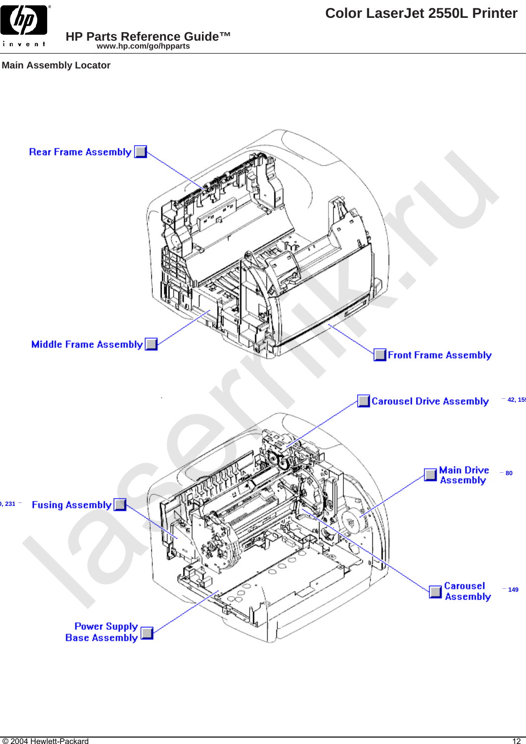## Main Assembly Locator

Rear Frame Assembly

Middle Frame Assembly

Front Frame Assembly

Carousel Drive Assembly — 42, 159

Main Drive Assembly — 80

Fusing Assembly — 0, 231

Carousel Assembly — 149

Power Supply Base Assembly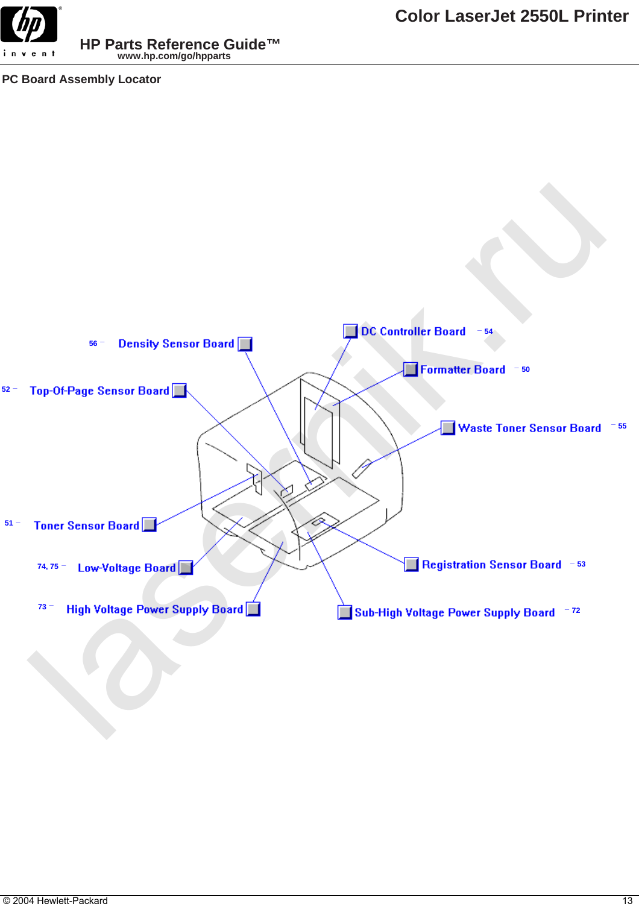## PC Board Assembly Locator

56 – Density Sensor Board

52 – Top-Of-Page Sensor Board

51 – Toner Sensor Board

74, 75 – Low-Voltage Board

73 – High Voltage Power Supply Board

DC Controller Board – 54

Formatter Board – 50

Waste Toner Sensor Board – 55

Registration Sensor Board – 53

Sub-High Voltage Power Supply Board – 72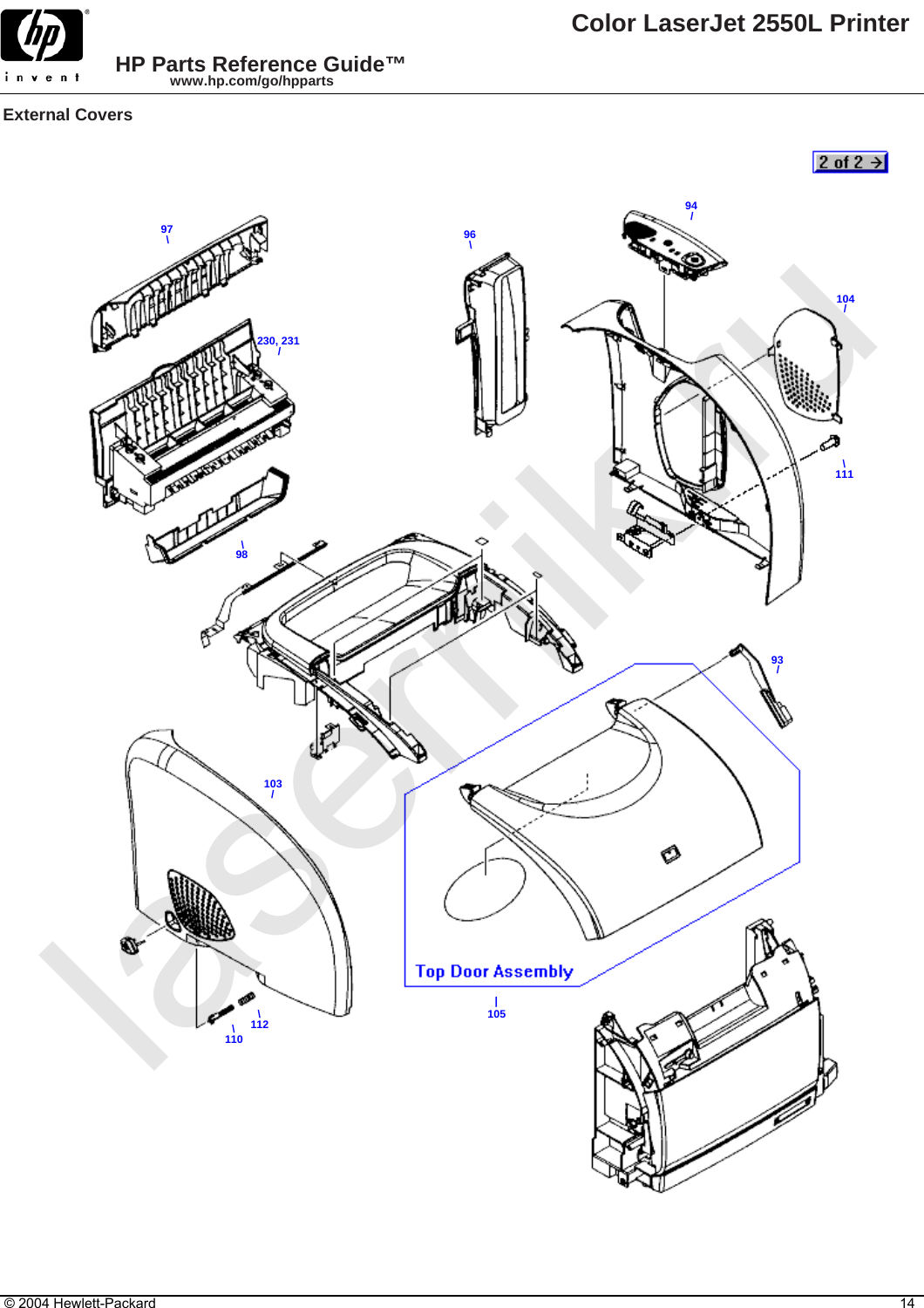## External Covers

2 of 2 →

97

230, 231

98

96

94

104

111

93

103

110

112

Top Door Assembly

105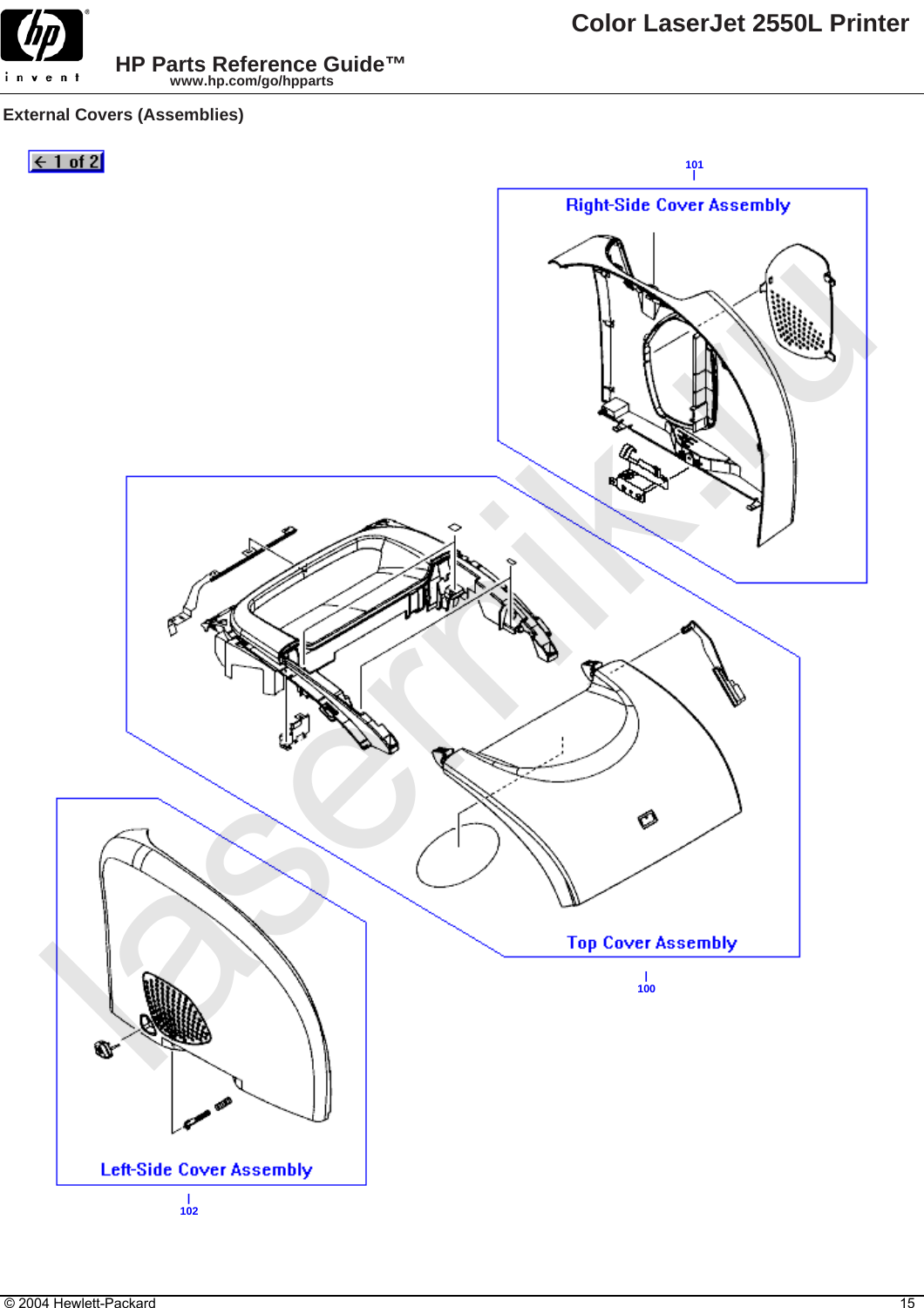## External Covers (Assemblies)

← 1 of 2

101

Right-Side Cover Assembly

Top Cover Assembly

100

Left-Side Cover Assembly

102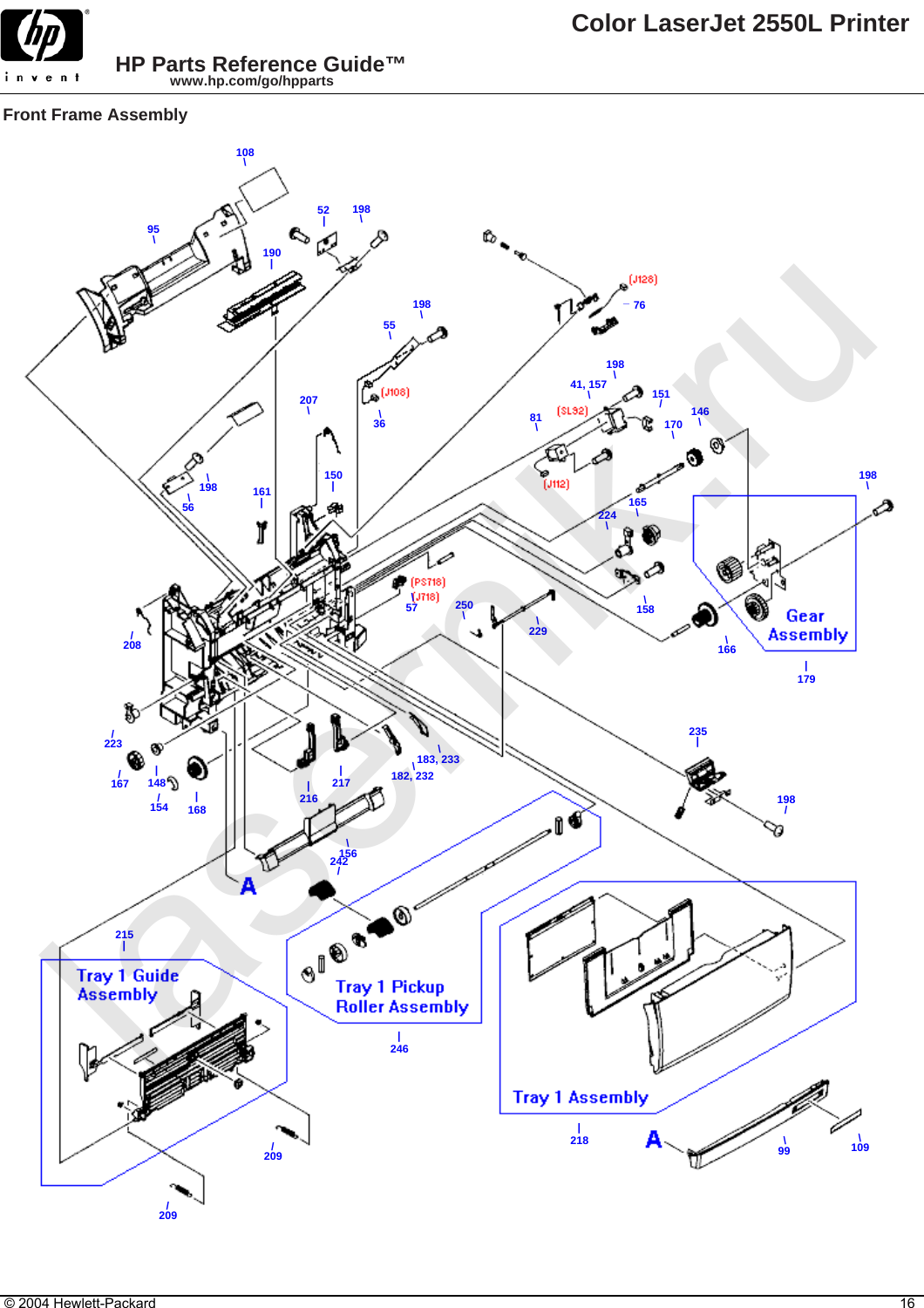## Front Frame Assembly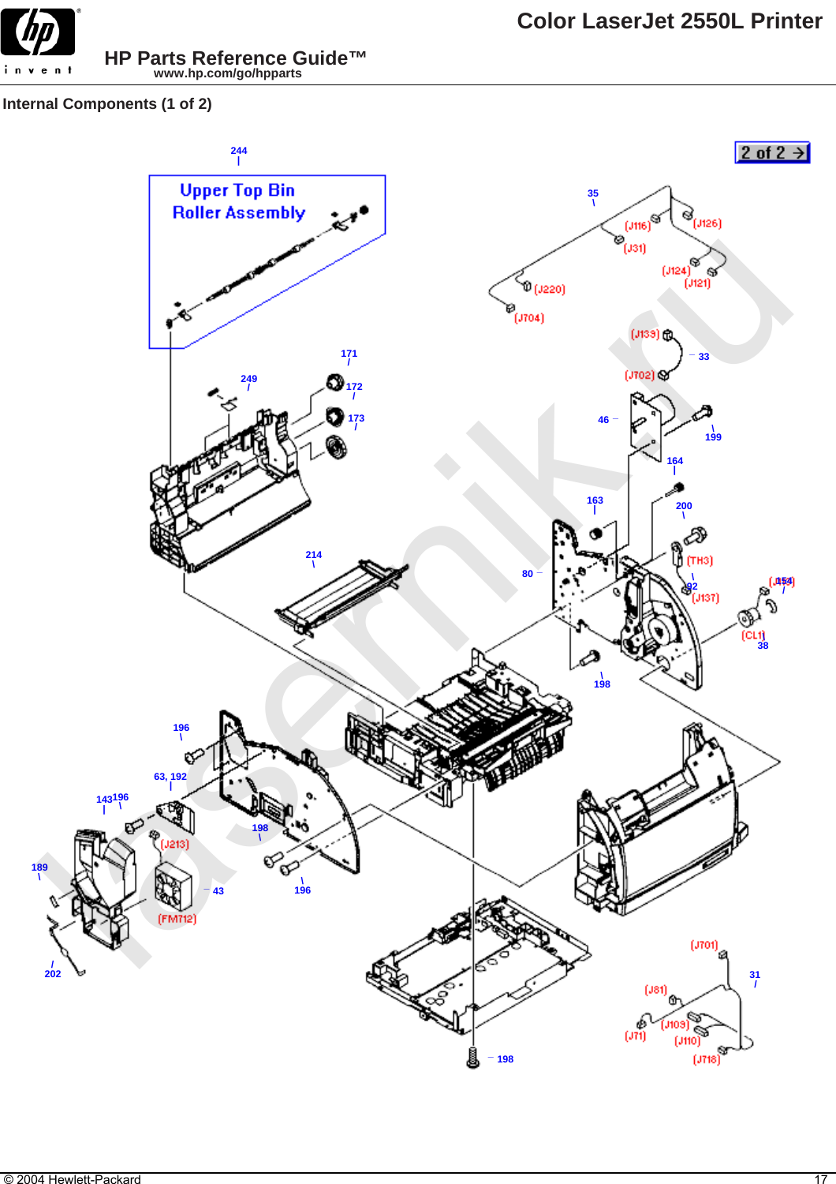## Internal Components (1 of 2)

Upper Top Bin Roller Assembly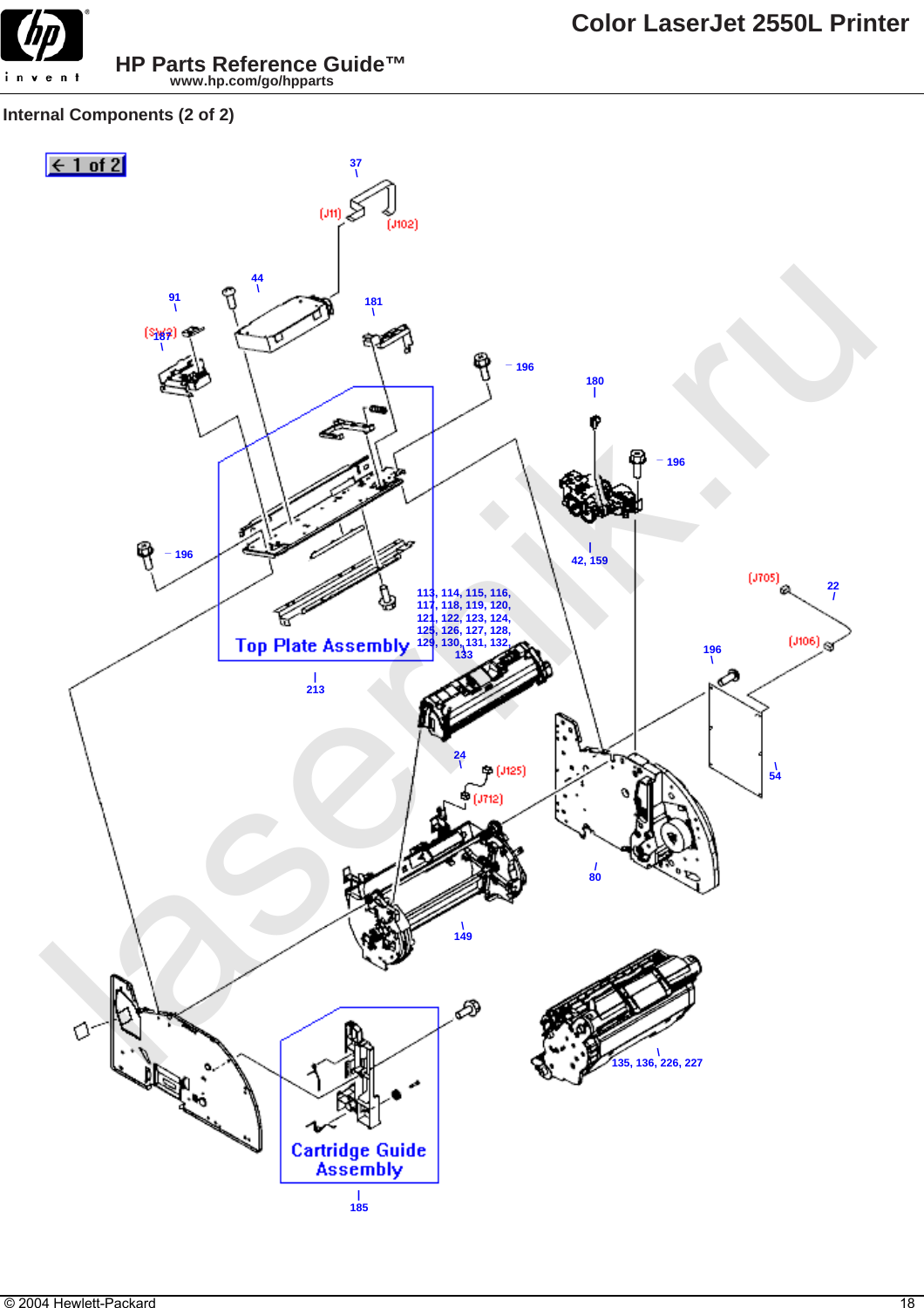## Internal Components (2 of 2)

← 1 of 2

37

(J11)

(J102)

44

91

181

(SW2)

187

196

180

196

196

42, 159

(J705)

22

113, 114, 115, 116, 117, 118, 119, 120, 121, 122, 123, 124, 125, 126, 127, 128, 129, 130, 131, 132, 133

Top Plate Assembly

213

(J106)

196

24

(J125)

(J712)

54

80

149

135, 136, 226, 227

Cartridge Guide Assembly

185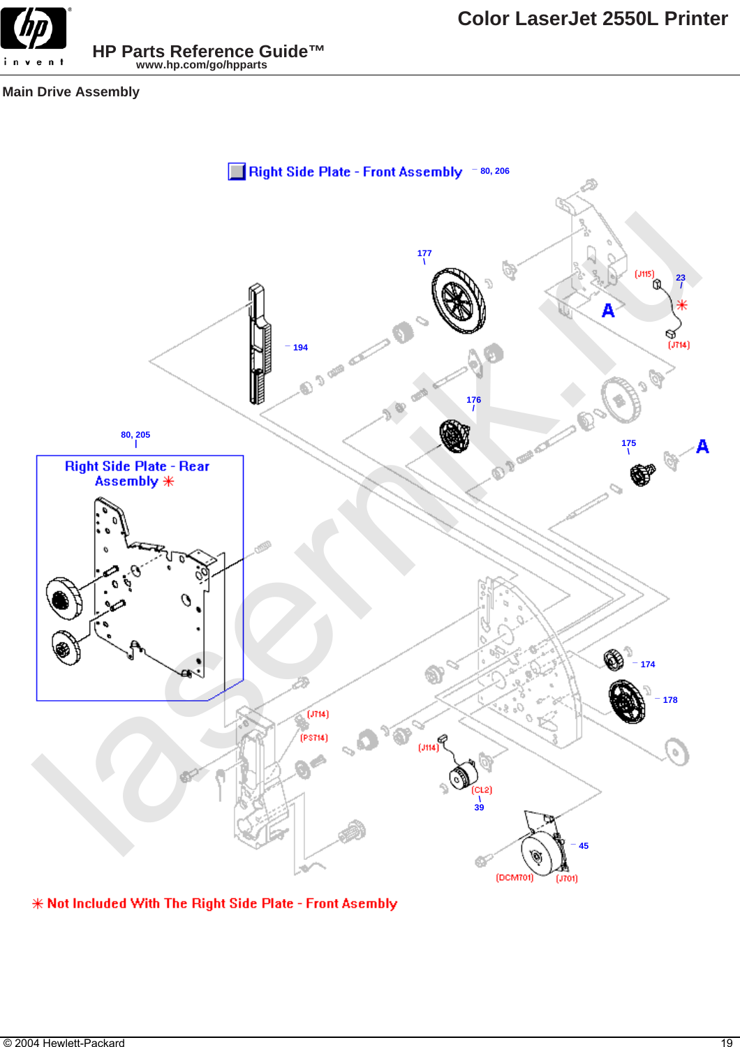## Main Drive Assembly

Right Side Plate - Front Assembly — 80, 206

177

194

23

(J115)

(J714)

A

176

80, 205

175

A

Right Side Plate - Rear Assembly ✳

174

178

(J714)

(PS714)

(J114)

(CL2)

39

45

(DCM701)

(J701)

✳ Not Included With The Right Side Plate - Front Asembly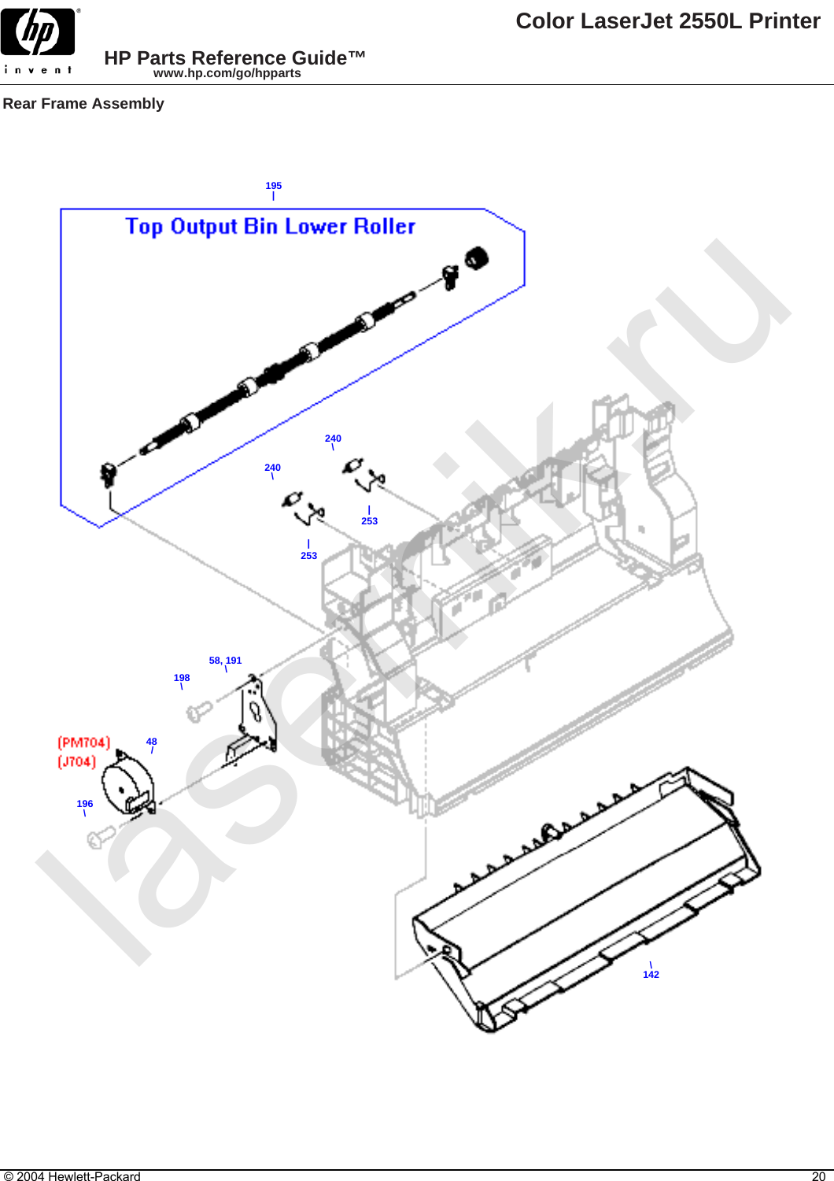## Rear Frame Assembly

Top Output Bin Lower Roller

195

240

240

253

253

58, 191

198

48

(PM704)

(J704)

196

142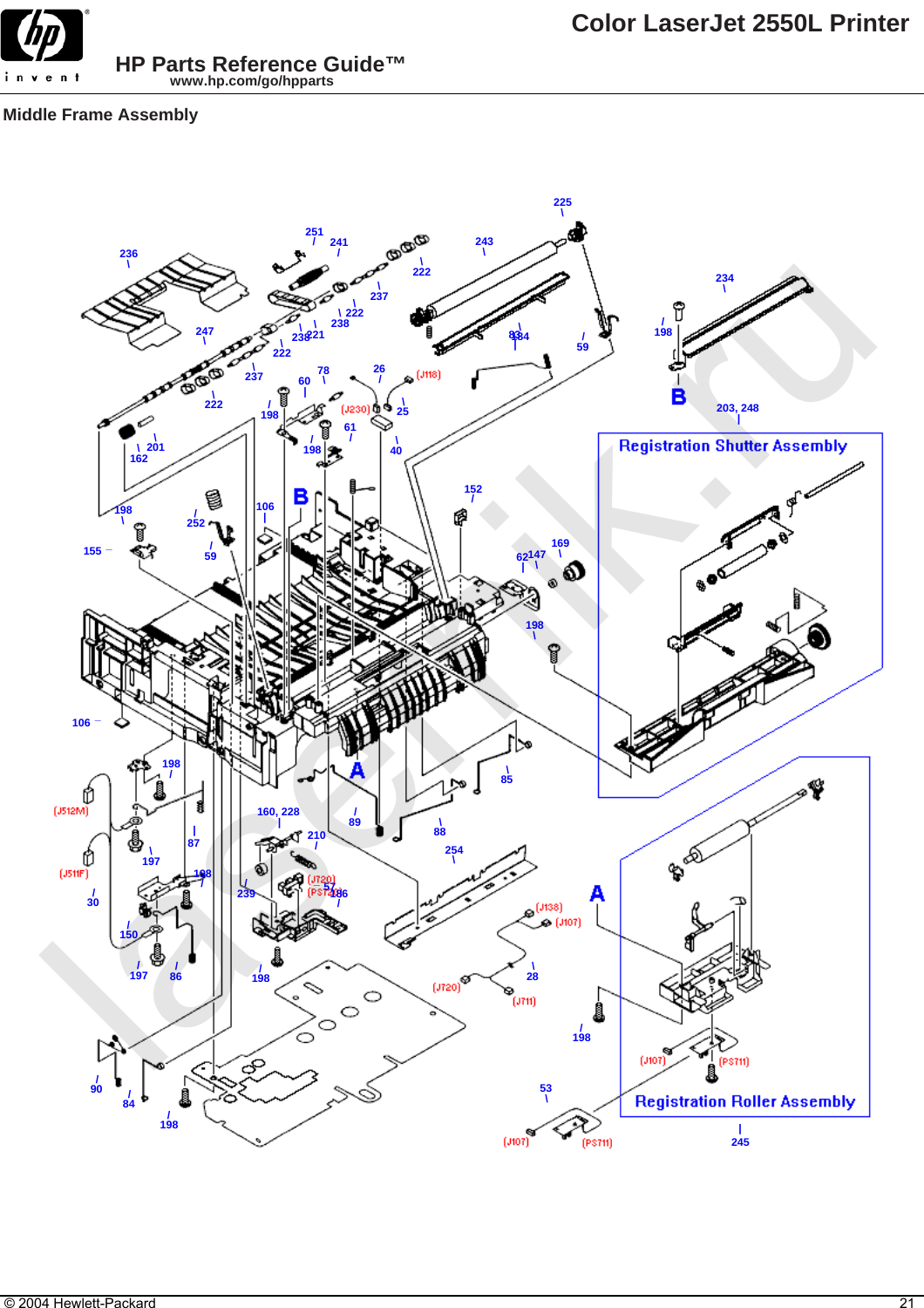## Middle Frame Assembly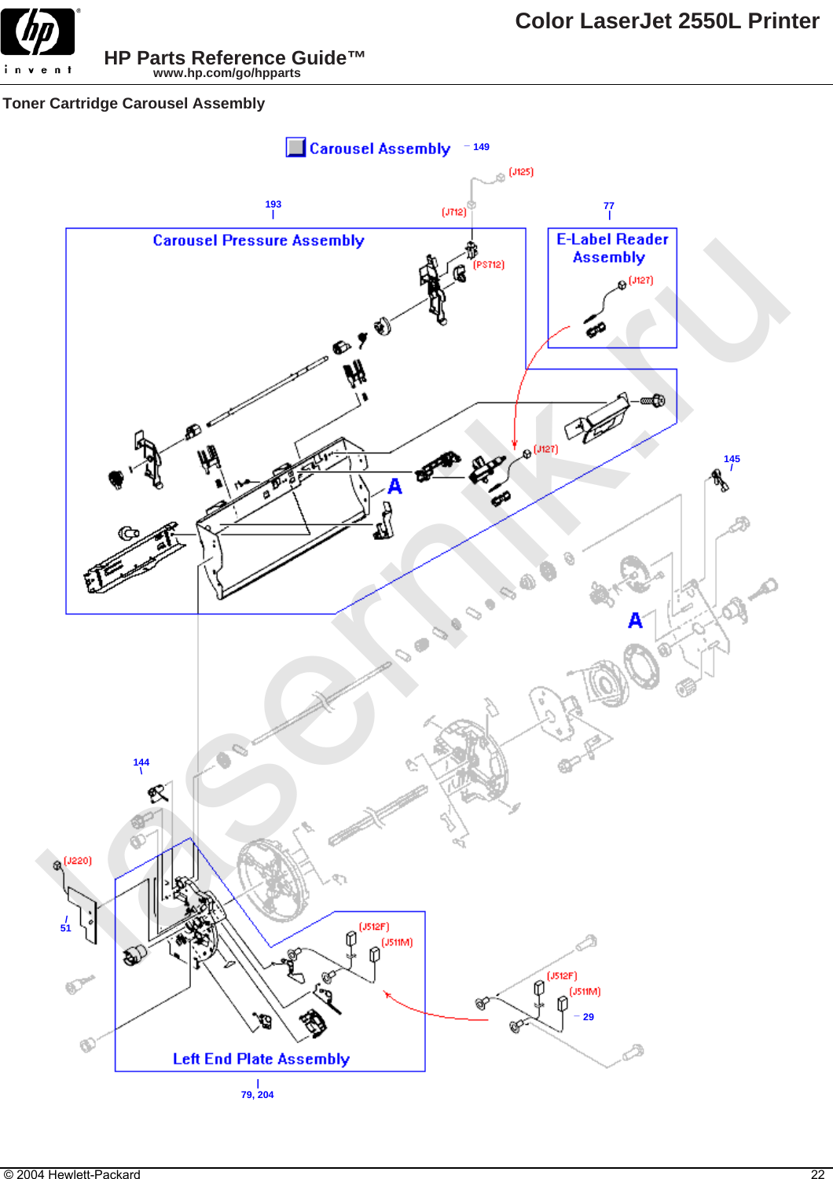## Toner Cartridge Carousel Assembly

Carousel Assembly – 149

(J125)

193

(J712)

77

Carousel Pressure Assembly

E-Label Reader Assembly

(PS712)

(J127)

(J127)

A

145

A

144

(J220)

51

(J512F)

(J511M)

(J512F)

(J511M)

– 29

Left End Plate Assembly

79, 204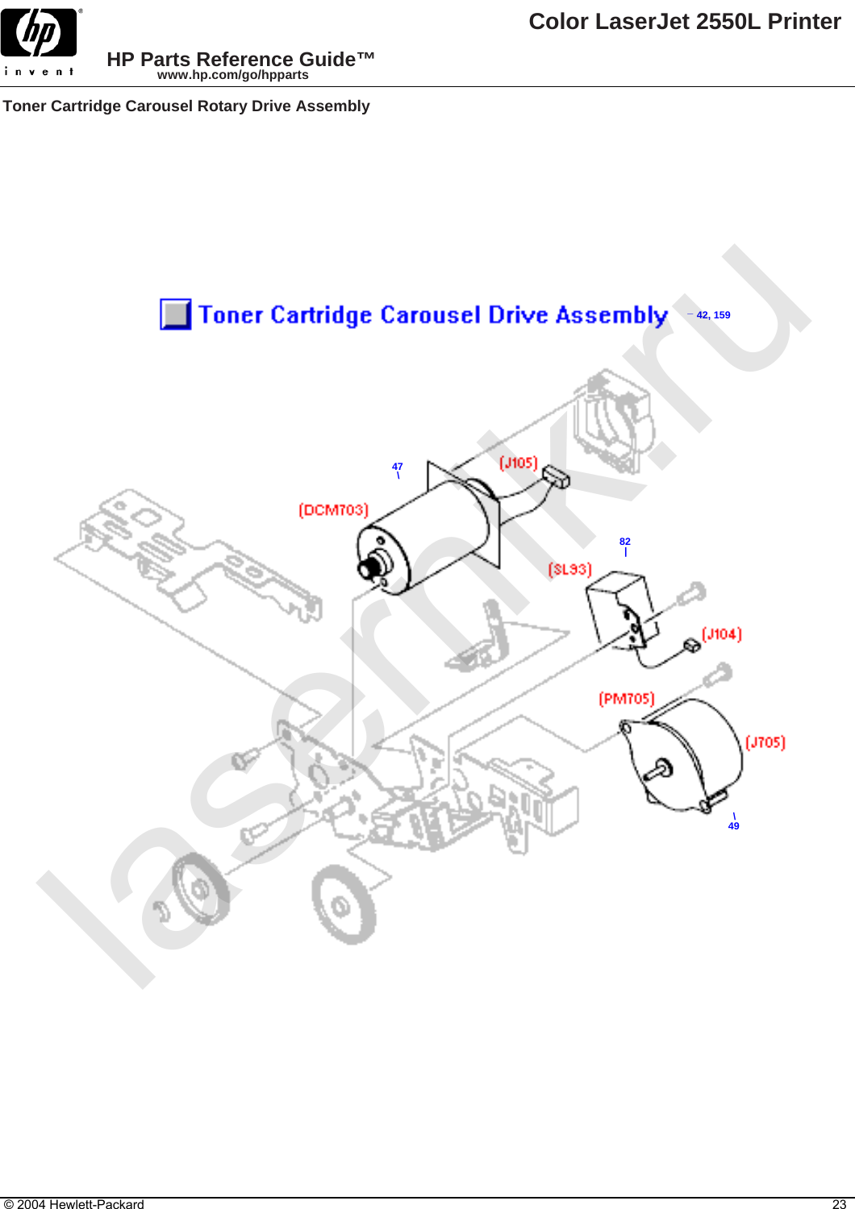## Toner Cartridge Carousel Rotary Drive Assembly

Toner Cartridge Carousel Drive Assembly

42, 159

47

(J105)

(DCM703)

82

(SL93)

(J104)

(PM705)

(J705)

49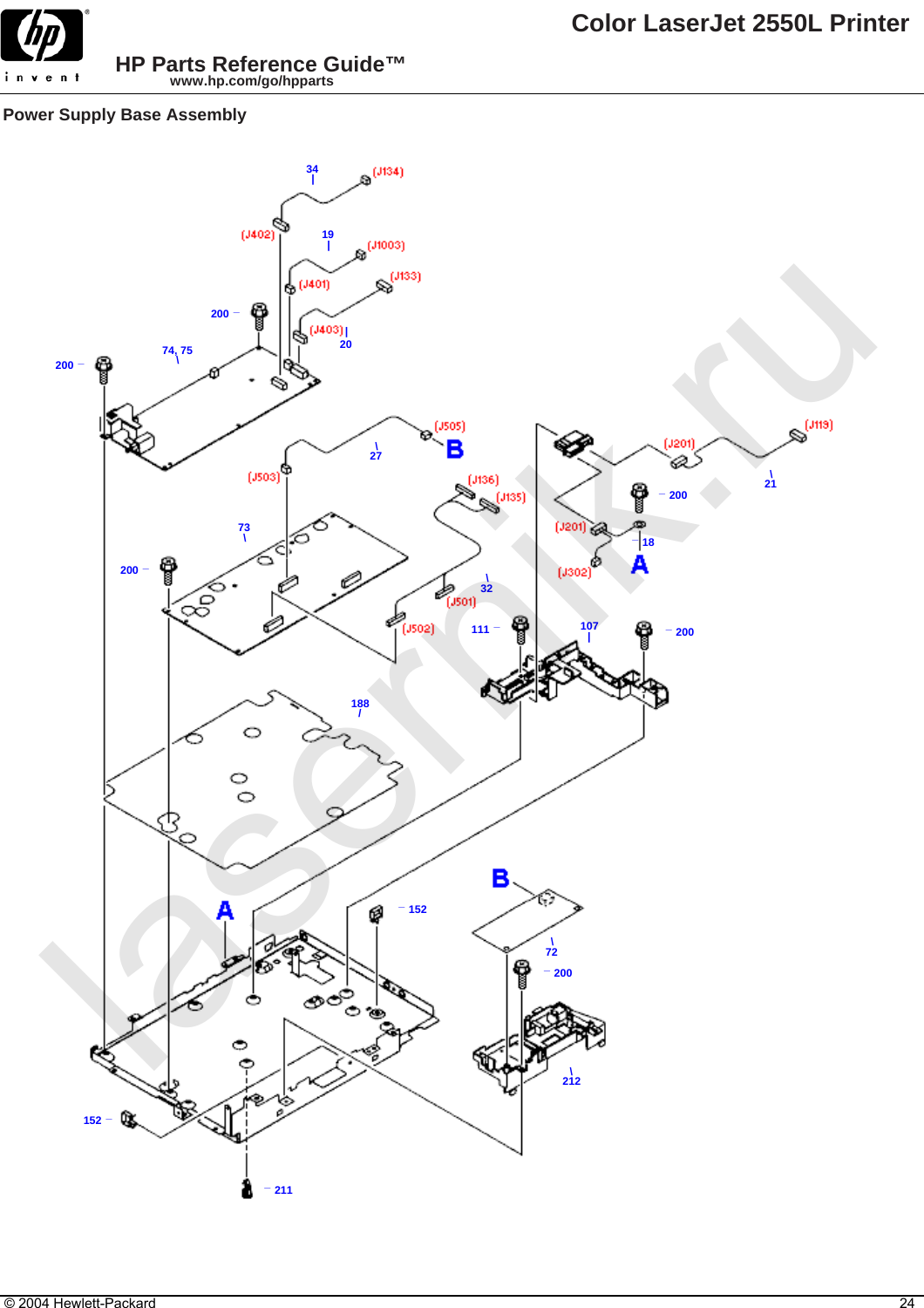## Power Supply Base Assembly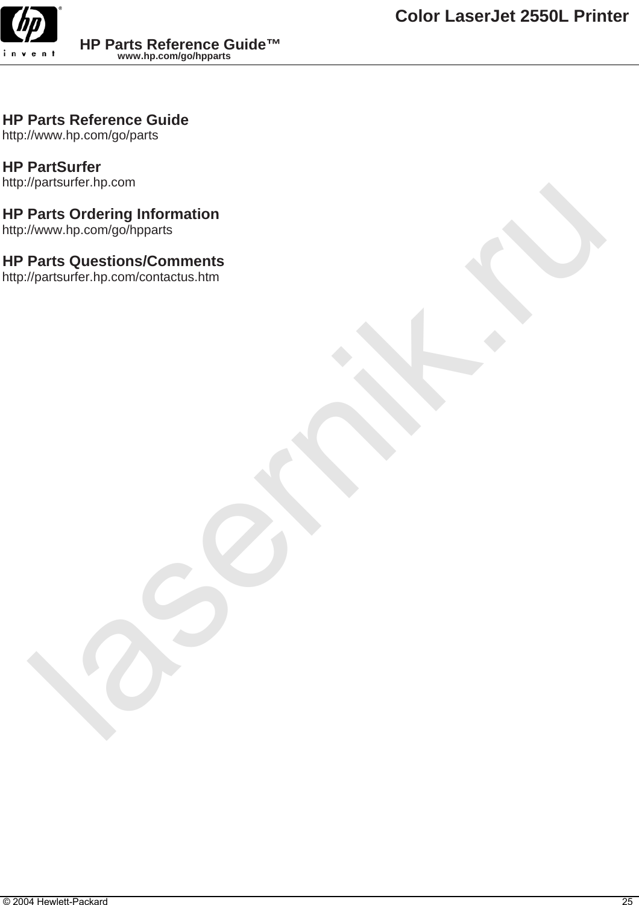## HP Parts Reference Guide
http://www.hp.com/go/parts

## HP PartSurfer
http://partsurfer.hp.com

## HP Parts Ordering Information
http://www.hp.com/go/hpparts

## HP Parts Questions/Comments
http://partsurfer.hp.com/contactus.htm